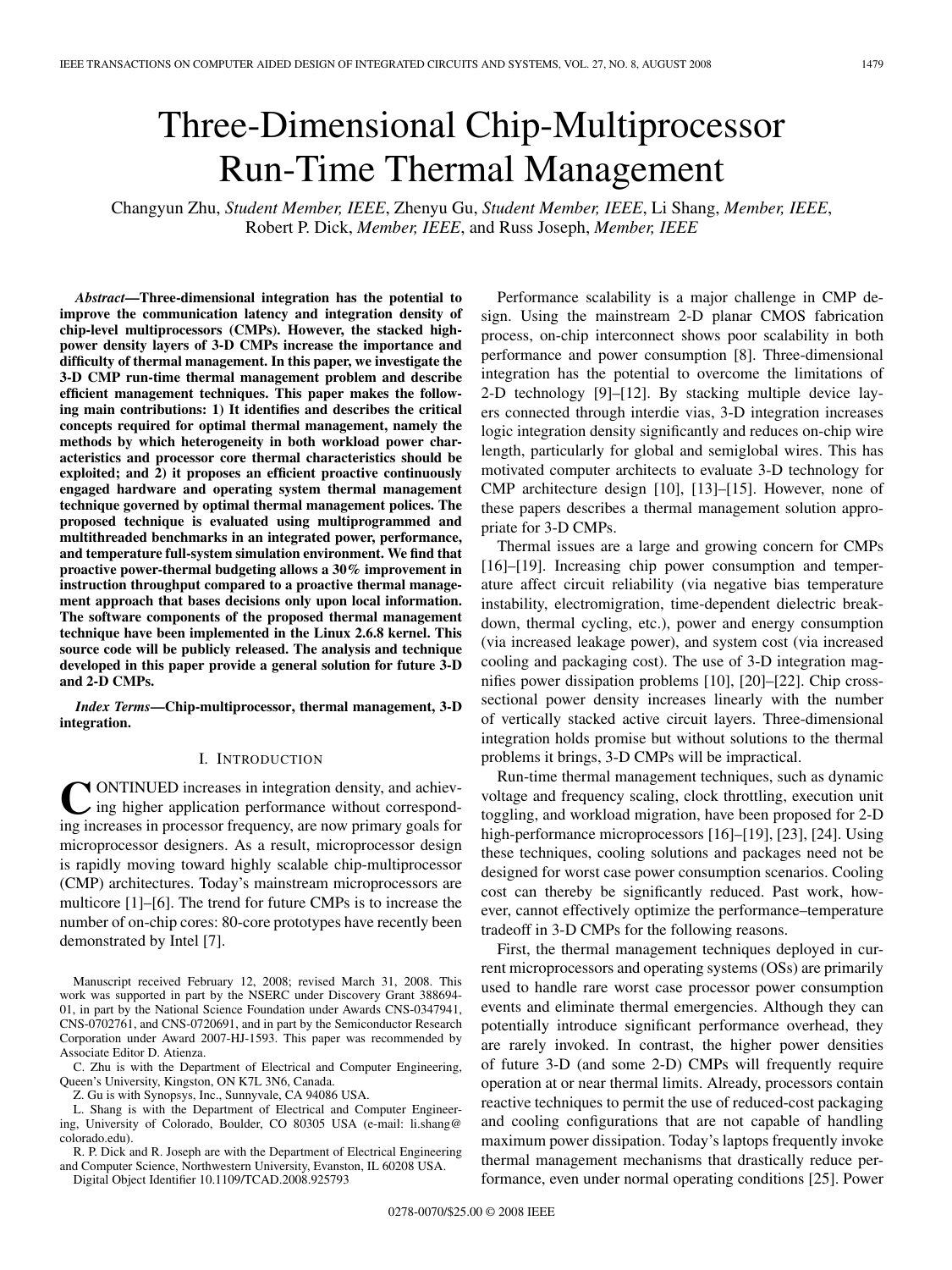# Three-Dimensional Chip-Multiprocessor Run-Time Thermal Management

Changyun Zhu, *Student Member, IEEE*, Zhenyu Gu, *Student Member, IEEE*, Li Shang, *Member, IEEE*, Robert P. Dick, *Member, IEEE*, and Russ Joseph, *Member, IEEE*

***Abstract*—Three-dimensional integration has the potential to improve the communication latency and integration density of chip-level multiprocessors (CMPs). However, the stacked high-power density layers of 3-D CMPs increase the importance and difficulty of thermal management. In this paper, we investigate the 3-D CMP run-time thermal management problem and describe efficient management techniques. This paper makes the following main contributions: 1) It identifies and describes the critical concepts required for optimal thermal management, namely the methods by which heterogeneity in both workload power characteristics and processor core thermal characteristics should be exploited; and 2) it proposes an efficient proactive continuously engaged hardware and operating system thermal management technique governed by optimal thermal management polices. The proposed technique is evaluated using multiprogrammed and multithreaded benchmarks in an integrated power, performance, and temperature full-system simulation environment. We find that proactive power-thermal budgeting allows a 30% improvement in instruction throughput compared to a proactive thermal management approach that bases decisions only upon local information. The software components of the proposed thermal management technique have been implemented in the Linux 2.6.8 kernel. This source code will be publicly released. The analysis and technique developed in this paper provide a general solution for future 3-D and 2-D CMPs.**

***Index Terms*—Chip-multiprocessor, thermal management, 3-D integration.**

## I. Introduction

Continued increases in integration density, and achieving higher application performance without corresponding increases in processor frequency, are now primary goals for microprocessor designers. As a result, microprocessor design is rapidly moving toward highly scalable chip-multiprocessor (CMP) architectures. Today's mainstream microprocessors are multicore [1]–[6]. The trend for future CMPs is to increase the number of on-chip cores: 80-core prototypes have recently been demonstrated by Intel [7].

Manuscript received February 12, 2008; revised March 31, 2008. This work was supported in part by the NSERC under Discovery Grant 388694-01, in part by the National Science Foundation under Awards CNS-0347941, CNS-0702761, and CNS-0720691, and in part by the Semiconductor Research Corporation under Award 2007-HJ-1593. This paper was recommended by Associate Editor D. Atienza.

C. Zhu is with the Department of Electrical and Computer Engineering, Queen's University, Kingston, ON K7L 3N6, Canada.

Z. Gu is with Synopsys, Inc., Sunnyvale, CA 94086 USA.

L. Shang is with the Department of Electrical and Computer Engineering, University of Colorado, Boulder, CO 80305 USA (e-mail: li.shang@colorado.edu).

R. P. Dick and R. Joseph are with the Department of Electrical Engineering and Computer Science, Northwestern University, Evanston, IL 60208 USA.

Digital Object Identifier 10.1109/TCAD.2008.925793

Performance scalability is a major challenge in CMP design. Using the mainstream 2-D planar CMOS fabrication process, on-chip interconnect shows poor scalability in both performance and power consumption [8]. Three-dimensional integration has the potential to overcome the limitations of 2-D technology [9]–[12]. By stacking multiple device layers connected through interdie vias, 3-D integration increases logic integration density significantly and reduces on-chip wire length, particularly for global and semiglobal wires. This has motivated computer architects to evaluate 3-D technology for CMP architecture design [10], [13]–[15]. However, none of these papers describes a thermal management solution appropriate for 3-D CMPs.

Thermal issues are a large and growing concern for CMPs [16]–[19]. Increasing chip power consumption and temperature affect circuit reliability (via negative bias temperature instability, electromigration, time-dependent dielectric breakdown, thermal cycling, etc.), power and energy consumption (via increased leakage power), and system cost (via increased cooling and packaging cost). The use of 3-D integration magnifies power dissipation problems [10], [20]–[22]. Chip cross-sectional power density increases linearly with the number of vertically stacked active circuit layers. Three-dimensional integration holds promise but without solutions to the thermal problems it brings, 3-D CMPs will be impractical.

Run-time thermal management techniques, such as dynamic voltage and frequency scaling, clock throttling, execution unit toggling, and workload migration, have been proposed for 2-D high-performance microprocessors [16]–[19], [23], [24]. Using these techniques, cooling solutions and packages need not be designed for worst case power consumption scenarios. Cooling cost can thereby be significantly reduced. Past work, however, cannot effectively optimize the performance–temperature tradeoff in 3-D CMPs for the following reasons.

First, the thermal management techniques deployed in current microprocessors and operating systems (OSs) are primarily used to handle rare worst case processor power consumption events and eliminate thermal emergencies. Although they can potentially introduce significant performance overhead, they are rarely invoked. In contrast, the higher power densities of future 3-D (and some 2-D) CMPs will frequently require operation at or near thermal limits. Already, processors contain reactive techniques to permit the use of reduced-cost packaging and cooling configurations that are not capable of handling maximum power dissipation. Today's laptops frequently invoke thermal management mechanisms that drastically reduce performance, even under normal operating conditions [25]. Power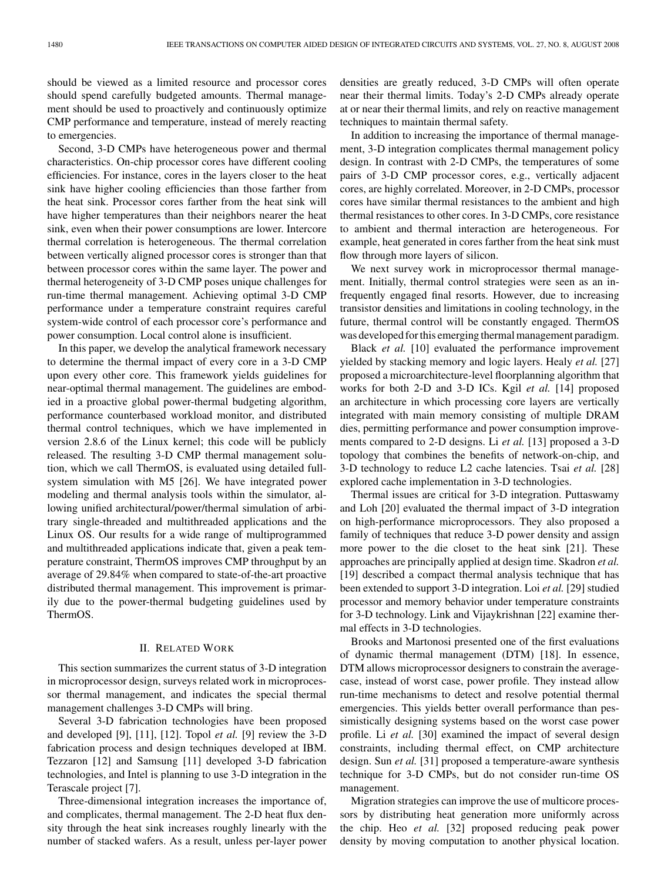should be viewed as a limited resource and processor cores should spend carefully budgeted amounts. Thermal management should be used to proactively and continuously optimize CMP performance and temperature, instead of merely reacting to emergencies.

Second, 3-D CMPs have heterogeneous power and thermal characteristics. On-chip processor cores have different cooling efficiencies. For instance, cores in the layers closer to the heat sink have higher cooling efficiencies than those farther from the heat sink. Processor cores farther from the heat sink will have higher temperatures than their neighbors nearer the heat sink, even when their power consumptions are lower. Intercore thermal correlation is heterogeneous. The thermal correlation between vertically aligned processor cores is stronger than that between processor cores within the same layer. The power and thermal heterogeneity of 3-D CMP poses unique challenges for run-time thermal management. Achieving optimal 3-D CMP performance under a temperature constraint requires careful system-wide control of each processor core's performance and power consumption. Local control alone is insufficient.

In this paper, we develop the analytical framework necessary to determine the thermal impact of every core in a 3-D CMP upon every other core. This framework yields guidelines for near-optimal thermal management. The guidelines are embodied in a proactive global power-thermal budgeting algorithm, performance counterbased workload monitor, and distributed thermal control techniques, which we have implemented in version 2.8.6 of the Linux kernel; this code will be publicly released. The resulting 3-D CMP thermal management solution, which we call ThermOS, is evaluated using detailed full-system simulation with M5 [26]. We have integrated power modeling and thermal analysis tools within the simulator, allowing unified architectural/power/thermal simulation of arbitrary single-threaded and multithreaded applications and the Linux OS. Our results for a wide range of multiprogrammed and multithreaded applications indicate that, given a peak temperature constraint, ThermOS improves CMP throughput by an average of 29.84% when compared to state-of-the-art proactive distributed thermal management. This improvement is primarily due to the power-thermal budgeting guidelines used by ThermOS.

## II. Related Work

This section summarizes the current status of 3-D integration in microprocessor design, surveys related work in microprocessor thermal management, and indicates the special thermal management challenges 3-D CMPs will bring.

Several 3-D fabrication technologies have been proposed and developed [9], [11], [12]. Topol *et al.* [9] review the 3-D fabrication process and design techniques developed at IBM. Tezzaron [12] and Samsung [11] developed 3-D fabrication technologies, and Intel is planning to use 3-D integration in the Terascale project [7].

Three-dimensional integration increases the importance of, and complicates, thermal management. The 2-D heat flux density through the heat sink increases roughly linearly with the number of stacked wafers. As a result, unless per-layer power densities are greatly reduced, 3-D CMPs will often operate near their thermal limits. Today's 2-D CMPs already operate at or near their thermal limits, and rely on reactive management techniques to maintain thermal safety.

In addition to increasing the importance of thermal management, 3-D integration complicates thermal management policy design. In contrast with 2-D CMPs, the temperatures of some pairs of 3-D CMP processor cores, e.g., vertically adjacent cores, are highly correlated. Moreover, in 2-D CMPs, processor cores have similar thermal resistances to the ambient and high thermal resistances to other cores. In 3-D CMPs, core resistance to ambient and thermal interaction are heterogeneous. For example, heat generated in cores farther from the heat sink must flow through more layers of silicon.

We next survey work in microprocessor thermal management. Initially, thermal control strategies were seen as an infrequently engaged final resorts. However, due to increasing transistor densities and limitations in cooling technology, in the future, thermal control will be constantly engaged. ThermOS was developed for this emerging thermal management paradigm.

Black *et al.* [10] evaluated the performance improvement yielded by stacking memory and logic layers. Healy *et al.* [27] proposed a microarchitecture-level floorplanning algorithm that works for both 2-D and 3-D ICs. Kgil *et al.* [14] proposed an architecture in which processing core layers are vertically integrated with main memory consisting of multiple DRAM dies, permitting performance and power consumption improvements compared to 2-D designs. Li *et al.* [13] proposed a 3-D topology that combines the benefits of network-on-chip, and 3-D technology to reduce L2 cache latencies. Tsai *et al.* [28] explored cache implementation in 3-D technologies.

Thermal issues are critical for 3-D integration. Puttaswamy and Loh [20] evaluated the thermal impact of 3-D integration on high-performance microprocessors. They also proposed a family of techniques that reduce 3-D power density and assign more power to the die closet to the heat sink [21]. These approaches are principally applied at design time. Skadron *et al.* [19] described a compact thermal analysis technique that has been extended to support 3-D integration. Loi *et al.* [29] studied processor and memory behavior under temperature constraints for 3-D technology. Link and Vijaykrishnan [22] examine thermal effects in 3-D technologies.

Brooks and Martonosi presented one of the first evaluations of dynamic thermal management (DTM) [18]. In essence, DTM allows microprocessor designers to constrain the average-case, instead of worst case, power profile. They instead allow run-time mechanisms to detect and resolve potential thermal emergencies. This yields better overall performance than pessimistically designing systems based on the worst case power profile. Li *et al.* [30] examined the impact of several design constraints, including thermal effect, on CMP architecture design. Sun *et al.* [31] proposed a temperature-aware synthesis technique for 3-D CMPs, but do not consider run-time OS management.

Migration strategies can improve the use of multicore processors by distributing heat generation more uniformly across the chip. Heo *et al.* [32] proposed reducing peak power density by moving computation to another physical location.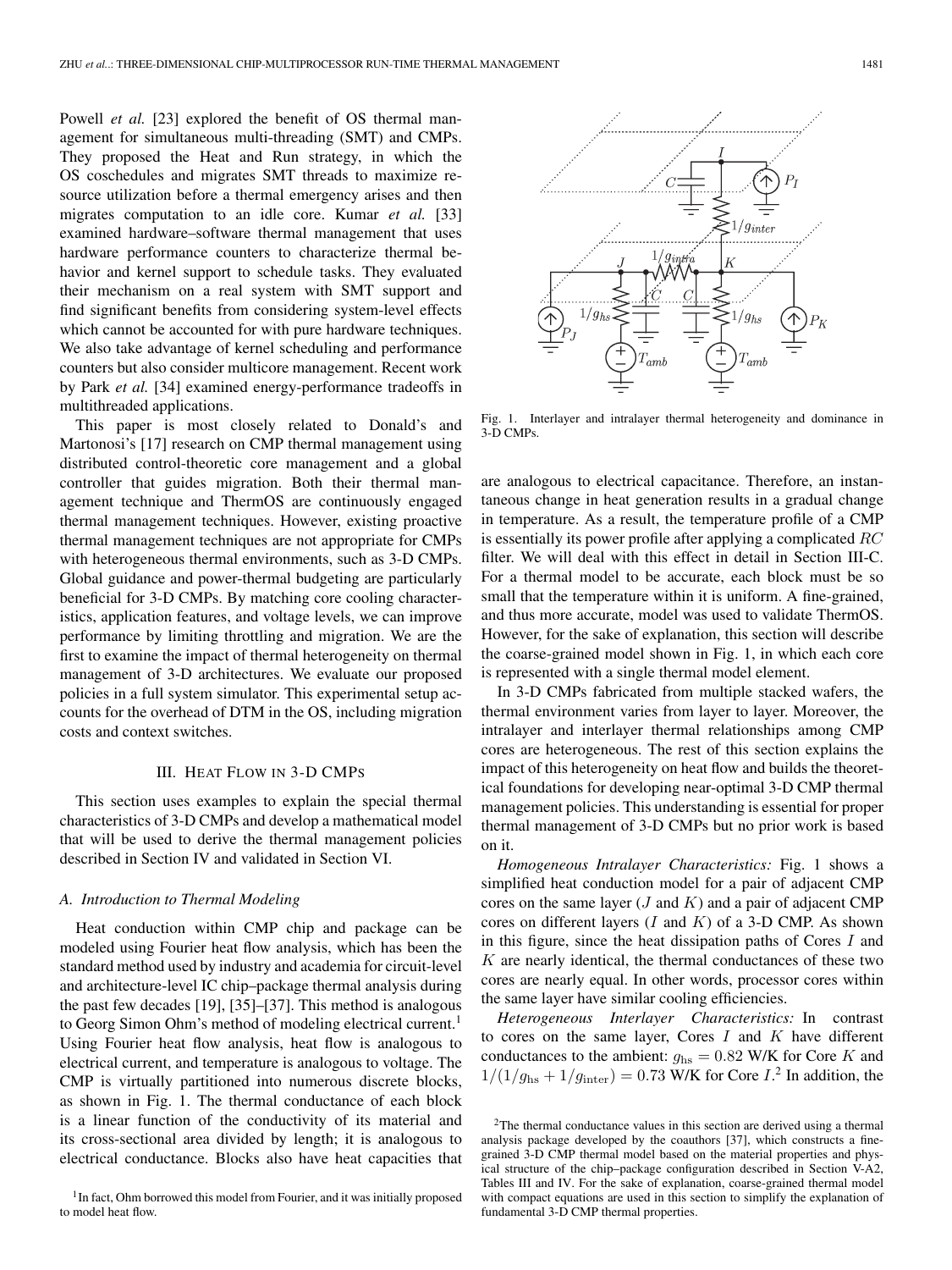Powell *et al.* [23] explored the benefit of OS thermal management for simultaneous multi-threading (SMT) and CMPs. They proposed the Heat and Run strategy, in which the OS coschedules and migrates SMT threads to maximize resource utilization before a thermal emergency arises and then migrates computation to an idle core. Kumar *et al.* [33] examined hardware–software thermal management that uses hardware performance counters to characterize thermal behavior and kernel support to schedule tasks. They evaluated their mechanism on a real system with SMT support and find significant benefits from considering system-level effects which cannot be accounted for with pure hardware techniques. We also take advantage of kernel scheduling and performance counters but also consider multicore management. Recent work by Park *et al.* [34] examined energy-performance tradeoffs in multithreaded applications.

This paper is most closely related to Donald's and Martonosi's [17] research on CMP thermal management using distributed control-theoretic core management and a global controller that guides migration. Both their thermal management technique and ThermOS are continuously engaged thermal management techniques. However, existing proactive thermal management techniques are not appropriate for CMPs with heterogeneous thermal environments, such as 3-D CMPs. Global guidance and power-thermal budgeting are particularly beneficial for 3-D CMPs. By matching core cooling characteristics, application features, and voltage levels, we can improve performance by limiting throttling and migration. We are the first to examine the impact of thermal heterogeneity on thermal management of 3-D architectures. We evaluate our proposed policies in a full system simulator. This experimental setup accounts for the overhead of DTM in the OS, including migration costs and context switches.

## III. Heat Flow in 3-D CMPs

This section uses examples to explain the special thermal characteristics of 3-D CMPs and develop a mathematical model that will be used to derive the thermal management policies described in Section IV and validated in Section VI.

### A. Introduction to Thermal Modeling

Heat conduction within CMP chip and package can be modeled using Fourier heat flow analysis, which has been the standard method used by industry and academia for circuit-level and architecture-level IC chip–package thermal analysis during the past few decades [19], [35]–[37]. This method is analogous to Georg Simon Ohm's method of modeling electrical current.[1] Using Fourier heat flow analysis, heat flow is analogous to electrical current, and temperature is analogous to voltage. The CMP is virtually partitioned into numerous discrete blocks, as shown in Fig. 1. The thermal conductance of each block is a linear function of the conductivity of its material and its cross-sectional area divided by length; it is analogous to electrical conductance. Blocks also have heat capacities that are analogous to electrical capacitance. Therefore, an instantaneous change in heat generation results in a gradual change in temperature. As a result, the temperature profile of a CMP is essentially its power profile after applying a complicated $RC$ filter. We will deal with this effect in detail in Section III-C. For a thermal model to be accurate, each block must be so small that the temperature within it is uniform. A fine-grained, and thus more accurate, model was used to validate ThermOS. However, for the sake of explanation, this section will describe the coarse-grained model shown in Fig. 1, in which each core is represented with a single thermal model element.

Fig. 1. Interlayer and intralayer thermal heterogeneity and dominance in 3-D CMPs.

In 3-D CMPs fabricated from multiple stacked wafers, the thermal environment varies from layer to layer. Moreover, the intralayer and interlayer thermal relationships among CMP cores are heterogeneous. The rest of this section explains the impact of this heterogeneity on heat flow and builds the theoretical foundations for developing near-optimal 3-D CMP thermal management policies. This understanding is essential for proper thermal management of 3-D CMPs but no prior work is based on it.

*Homogeneous Intralayer Characteristics:* Fig. 1 shows a simplified heat conduction model for a pair of adjacent CMP cores on the same layer ($J$ and $K$) and a pair of adjacent CMP cores on different layers ($I$ and $K$) of a 3-D CMP. As shown in this figure, since the heat dissipation paths of Cores $I$ and $K$ are nearly identical, the thermal conductances of these two cores are nearly equal. In other words, processor cores within the same layer have similar cooling efficiencies.

*Heterogeneous Interlayer Characteristics:* In contrast to cores on the same layer, Cores $I$ and $K$ have different conductances to the ambient: $g_{\mathrm{hs}} = 0.82$ W/K for Core $K$ and $1/(1/g_{\mathrm{hs}} + 1/g_{\mathrm{inter}}) = 0.73$ W/K for Core $I$.[2] In addition, the

[1] In fact, Ohm borrowed this model from Fourier, and it was initially proposed to model heat flow.

[2] The thermal conductance values in this section are derived using a thermal analysis package developed by the coauthors [37], which constructs a fine-grained 3-D CMP thermal model based on the material properties and physical structure of the chip–package configuration described in Section V-A2, Tables III and IV. For the sake of explanation, coarse-grained thermal model with compact equations are used in this section to simplify the explanation of fundamental 3-D CMP thermal properties.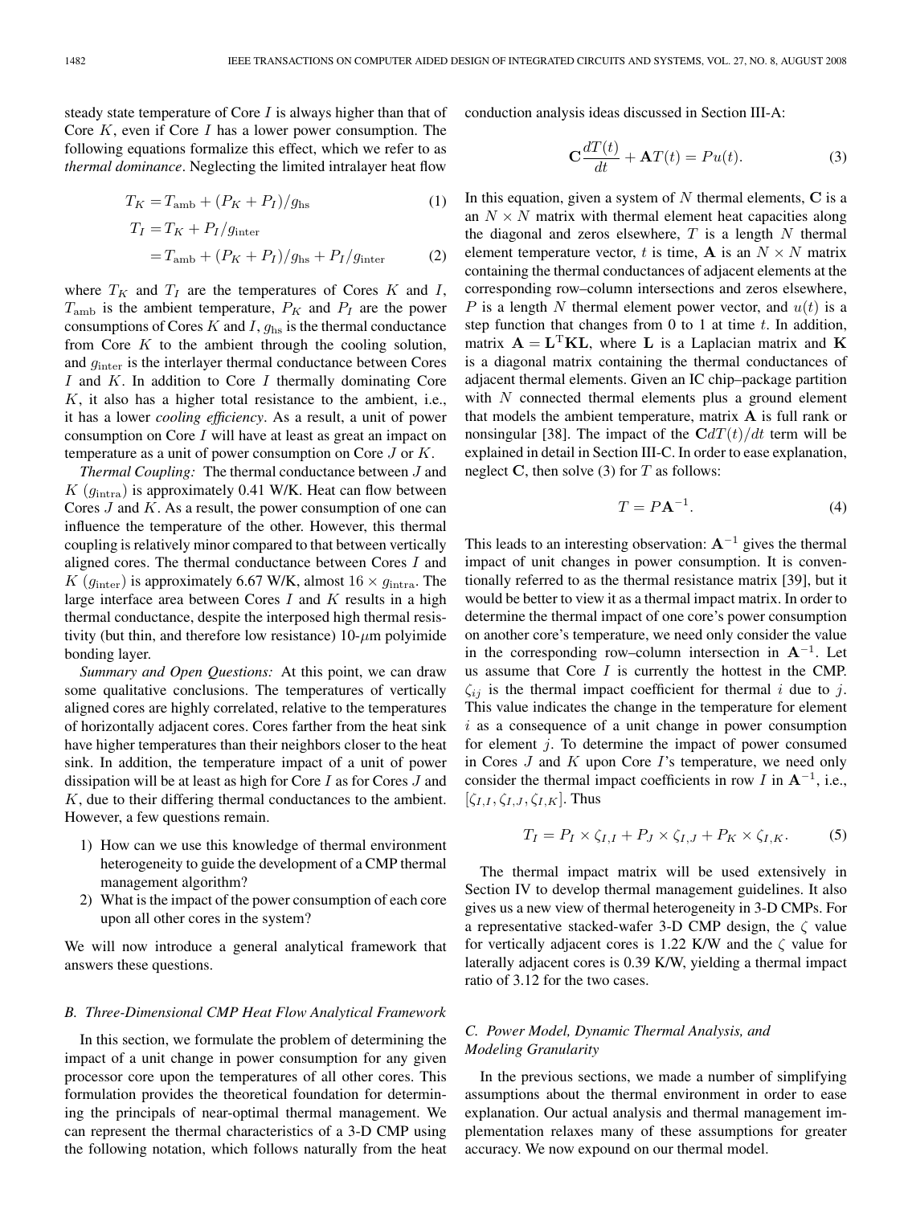steady state temperature of Core $I$ is always higher than that of Core $K$, even if Core $I$ has a lower power consumption. The following equations formalize this effect, which we refer to as *thermal dominance*. Neglecting the limited intralayer heat flow

$$T_K = T_{\mathrm{amb}} + (P_K + P_I)/g_{\mathrm{hs}} \tag{1}$$

$$\begin{aligned} T_I &= T_K + P_I/g_{\mathrm{inter}} \\ &= T_{\mathrm{amb}} + (P_K + P_I)/g_{\mathrm{hs}} + P_I/g_{\mathrm{inter}} \end{aligned} \tag{2}$$

where $T_K$ and $T_I$ are the temperatures of Cores $K$ and $I$, $T_{\mathrm{amb}}$ is the ambient temperature, $P_K$ and $P_I$ are the power consumptions of Cores $K$ and $I$, $g_{\mathrm{hs}}$ is the thermal conductance from Core $K$ to the ambient through the cooling solution, and $g_{\mathrm{inter}}$ is the interlayer thermal conductance between Cores $I$ and $K$. In addition to Core $I$ thermally dominating Core $K$, it also has a higher total resistance to the ambient, i.e., it has a lower *cooling efficiency*. As a result, a unit of power consumption on Core $I$ will have at least as great an impact on temperature as a unit of power consumption on Core $J$ or $K$.

*Thermal Coupling:* The thermal conductance between $J$ and $K$ ($g_{\mathrm{intra}}$) is approximately 0.41 W/K. Heat can flow between Cores $J$ and $K$. As a result, the power consumption of one can influence the temperature of the other. However, this thermal coupling is relatively minor compared to that between vertically aligned cores. The thermal conductance between Cores $I$ and $K$ ($g_{\mathrm{inter}}$) is approximately 6.67 W/K, almost $16 \times g_{\mathrm{intra}}$. The large interface area between Cores $I$ and $K$ results in a high thermal conductance, despite the interposed high thermal resistivity (but thin, and therefore low resistance) 10-$\mu$m polyimide bonding layer.

*Summary and Open Questions:* At this point, we can draw some qualitative conclusions. The temperatures of vertically aligned cores are highly correlated, relative to the temperatures of horizontally adjacent cores. Cores farther from the heat sink have higher temperatures than their neighbors closer to the heat sink. In addition, the temperature impact of a unit of power dissipation will be at least as high for Core $I$ as for Cores $J$ and $K$, due to their differing thermal conductances to the ambient. However, a few questions remain.

1) How can we use this knowledge of thermal environment heterogeneity to guide the development of a CMP thermal management algorithm?
2) What is the impact of the power consumption of each core upon all other cores in the system?

We will now introduce a general analytical framework that answers these questions.

### B. Three-Dimensional CMP Heat Flow Analytical Framework

In this section, we formulate the problem of determining the impact of a unit change in power consumption for any given processor core upon the temperatures of all other cores. This formulation provides the theoretical foundation for determining the principals of near-optimal thermal management. We can represent the thermal characteristics of a 3-D CMP using the following notation, which follows naturally from the heat conduction analysis ideas discussed in Section III-A:

$$\mathbf{C}\frac{dT(t)}{dt} + \mathbf{A}T(t) = Pu(t). \tag{3}$$

In this equation, given a system of $N$ thermal elements, $\mathbf{C}$ is a an $N \times N$ matrix with thermal element heat capacities along the diagonal and zeros elsewhere, $T$ is a length $N$ thermal element temperature vector, $t$ is time, $\mathbf{A}$ is an $N \times N$ matrix containing the thermal conductances of adjacent elements at the corresponding row–column intersections and zeros elsewhere, $P$ is a length $N$ thermal element power vector, and $u(t)$ is a step function that changes from 0 to 1 at time $t$. In addition, matrix $\mathbf{A} = \mathbf{L}^{\mathrm{T}}\mathbf{K}\mathbf{L}$, where $\mathbf{L}$ is a Laplacian matrix and $\mathbf{K}$ is a diagonal matrix containing the thermal conductances of adjacent thermal elements. Given an IC chip–package partition with $N$ connected thermal elements plus a ground element that models the ambient temperature, matrix $\mathbf{A}$ is full rank or nonsingular [38]. The impact of the $\mathbf{C}dT(t)/dt$ term will be explained in detail in Section III-C. In order to ease explanation, neglect $\mathbf{C}$, then solve (3) for $T$ as follows:

$$T = P\mathbf{A}^{-1}. \tag{4}$$

This leads to an interesting observation: $\mathbf{A}^{-1}$ gives the thermal impact of unit changes in power consumption. It is conventionally referred to as the thermal resistance matrix [39], but it would be better to view it as a thermal impact matrix. In order to determine the thermal impact of one core's power consumption on another core's temperature, we need only consider the value in the corresponding row–column intersection in $\mathbf{A}^{-1}$. Let us assume that Core $I$ is currently the hottest in the CMP. $\zeta_{ij}$ is the thermal impact coefficient for thermal $i$ due to $j$. This value indicates the change in the temperature for element $i$ as a consequence of a unit change in power consumption for element $j$. To determine the impact of power consumed in Cores $J$ and $K$ upon Core $I$'s temperature, we need only consider the thermal impact coefficients in row $I$ in $\mathbf{A}^{-1}$, i.e., $[\zeta_{I,I}, \zeta_{I,J}, \zeta_{I,K}]$. Thus

$$T_I = P_I \times \zeta_{I,I} + P_J \times \zeta_{I,J} + P_K \times \zeta_{I,K}. \tag{5}$$

The thermal impact matrix will be used extensively in Section IV to develop thermal management guidelines. It also gives us a new view of thermal heterogeneity in 3-D CMPs. For a representative stacked-wafer 3-D CMP design, the $\zeta$ value for vertically adjacent cores is 1.22 K/W and the $\zeta$ value for laterally adjacent cores is 0.39 K/W, yielding a thermal impact ratio of 3.12 for the two cases.

### C. Power Model, Dynamic Thermal Analysis, and Modeling Granularity

In the previous sections, we made a number of simplifying assumptions about the thermal environment in order to ease explanation. Our actual analysis and thermal management implementation relaxes many of these assumptions for greater accuracy. We now expound on our thermal model.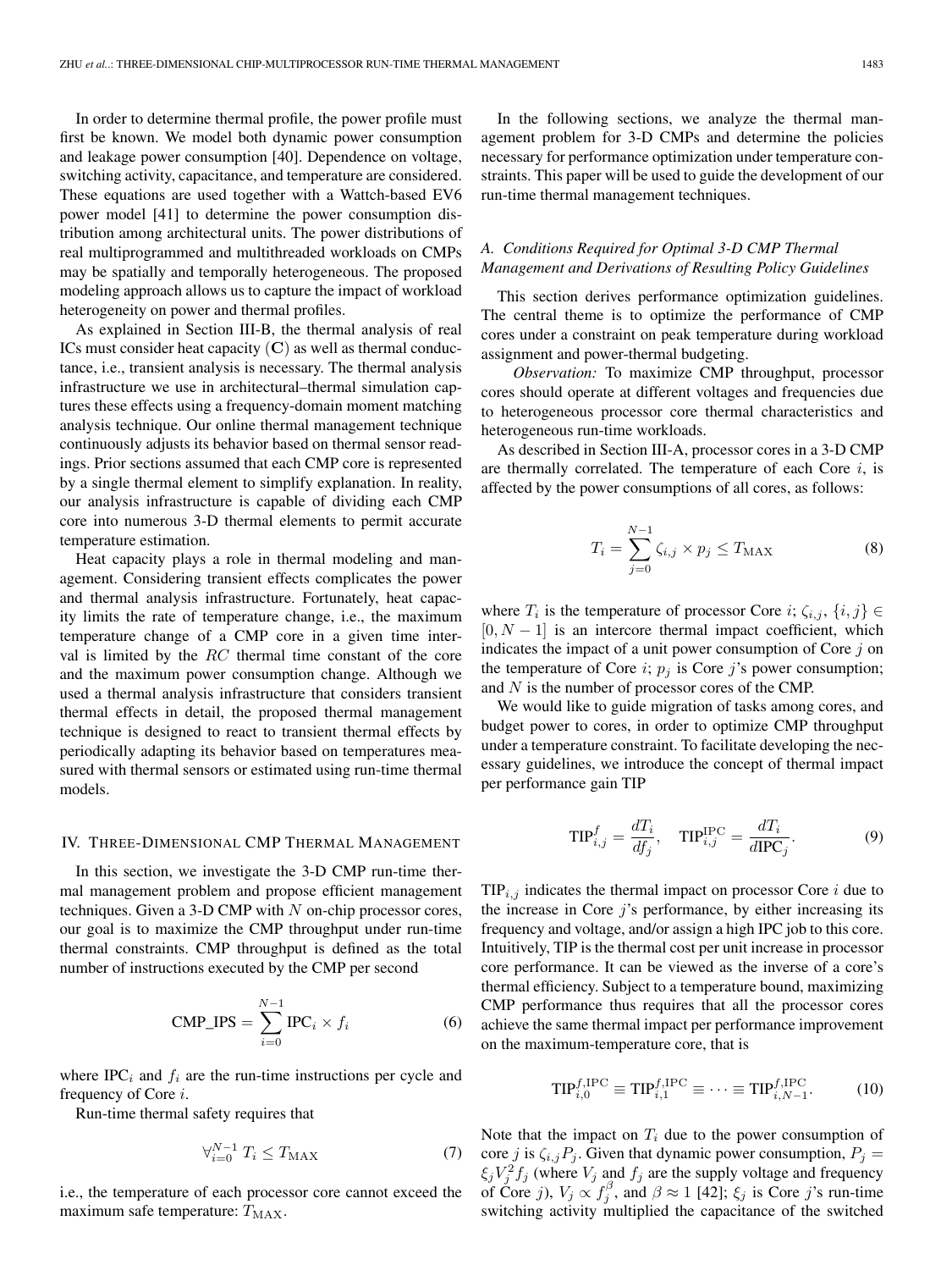In order to determine thermal profile, the power profile must first be known. We model both dynamic power consumption and leakage power consumption [40]. Dependence on voltage, switching activity, capacitance, and temperature are considered. These equations are used together with a Wattch-based EV6 power model [41] to determine the power consumption distribution among architectural units. The power distributions of real multiprogrammed and multithreaded workloads on CMPs may be spatially and temporally heterogeneous. The proposed modeling approach allows us to capture the impact of workload heterogeneity on power and thermal profiles.

As explained in Section III-B, the thermal analysis of real ICs must consider heat capacity ($\mathbf{C}$) as well as thermal conductance, i.e., transient analysis is necessary. The thermal analysis infrastructure we use in architectural–thermal simulation captures these effects using a frequency-domain moment matching analysis technique. Our online thermal management technique continuously adjusts its behavior based on thermal sensor readings. Prior sections assumed that each CMP core is represented by a single thermal element to simplify explanation. In reality, our analysis infrastructure is capable of dividing each CMP core into numerous 3-D thermal elements to permit accurate temperature estimation.

Heat capacity plays a role in thermal modeling and management. Considering transient effects complicates the power and thermal analysis infrastructure. Fortunately, heat capacity limits the rate of temperature change, i.e., the maximum temperature change of a CMP core in a given time interval is limited by the $RC$ thermal time constant of the core and the maximum power consumption change. Although we used a thermal analysis infrastructure that considers transient thermal effects in detail, the proposed thermal management technique is designed to react to transient thermal effects by periodically adapting its behavior based on temperatures measured with thermal sensors or estimated using run-time thermal models.

## IV. Three-Dimensional CMP Thermal Management

In this section, we investigate the 3-D CMP run-time thermal management problem and propose efficient management techniques. Given a 3-D CMP with $N$ on-chip processor cores, our goal is to maximize the CMP throughput under run-time thermal constraints. CMP throughput is defined as the total number of instructions executed by the CMP per second

$$\text{CMP\_IPS} = \sum_{i=0}^{N-1} \text{IPC}_i \times f_i \tag{6}$$

where $\text{IPC}_i$ and $f_i$ are the run-time instructions per cycle and frequency of Core $i$.

Run-time thermal safety requires that

$$\forall_{i=0}^{N-1}\, T_i \leq T_{\text{MAX}} \tag{7}$$

i.e., the temperature of each processor core cannot exceed the maximum safe temperature: $T_{\text{MAX}}$.

In the following sections, we analyze the thermal management problem for 3-D CMPs and determine the policies necessary for performance optimization under temperature constraints. This paper will be used to guide the development of our run-time thermal management techniques.

### *A. Conditions Required for Optimal 3-D CMP Thermal Management and Derivations of Resulting Policy Guidelines*

This section derives performance optimization guidelines. The central theme is to optimize the performance of CMP cores under a constraint on peak temperature during workload assignment and power-thermal budgeting.

*Observation:* To maximize CMP throughput, processor cores should operate at different voltages and frequencies due to heterogeneous processor core thermal characteristics and heterogeneous run-time workloads.

As described in Section III-A, processor cores in a 3-D CMP are thermally correlated. The temperature of each Core $i$, is affected by the power consumptions of all cores, as follows:

$$T_i = \sum_{j=0}^{N-1} \zeta_{i,j} \times p_j \leq T_{\text{MAX}} \tag{8}$$

where $T_i$ is the temperature of processor Core $i$; $\zeta_{i,j}$, $\{i,j\} \in [0, N-1]$ is an intercore thermal impact coefficient, which indicates the impact of a unit power consumption of Core $j$ on the temperature of Core $i$; $p_j$ is Core $j$'s power consumption; and $N$ is the number of processor cores of the CMP.

We would like to guide migration of tasks among cores, and budget power to cores, in order to optimize CMP throughput under a temperature constraint. To facilitate developing the necessary guidelines, we introduce the concept of thermal impact per performance gain TIP

$$\text{TIP}_{i,j}^{f} = \frac{dT_i}{df_j}, \quad \text{TIP}_{i,j}^{\text{IPC}} = \frac{dT_i}{d\text{IPC}_j}. \tag{9}$$

$\text{TIP}_{i,j}$ indicates the thermal impact on processor Core $i$ due to the increase in Core $j$'s performance, by either increasing its frequency and voltage, and/or assign a high IPC job to this core. Intuitively, TIP is the thermal cost per unit increase in processor core performance. It can be viewed as the inverse of a core's thermal efficiency. Subject to a temperature bound, maximizing CMP performance thus requires that all the processor cores achieve the same thermal impact per performance improvement on the maximum-temperature core, that is

$$\text{TIP}_{i,0}^{f,\text{IPC}} \equiv \text{TIP}_{i,1}^{f,\text{IPC}} \equiv \cdots \equiv \text{TIP}_{i,N-1}^{f,\text{IPC}}. \tag{10}$$

Note that the impact on $T_i$ due to the power consumption of core $j$ is $\zeta_{i,j}P_j$. Given that dynamic power consumption, $P_j = \xi_j V_j^2 f_j$ (where $V_j$ and $f_j$ are the supply voltage and frequency of Core $j$), $V_j \propto f_j^{\beta}$, and $\beta \approx 1$ [42]; $\xi_j$ is Core $j$'s run-time switching activity multiplied the capacitance of the switched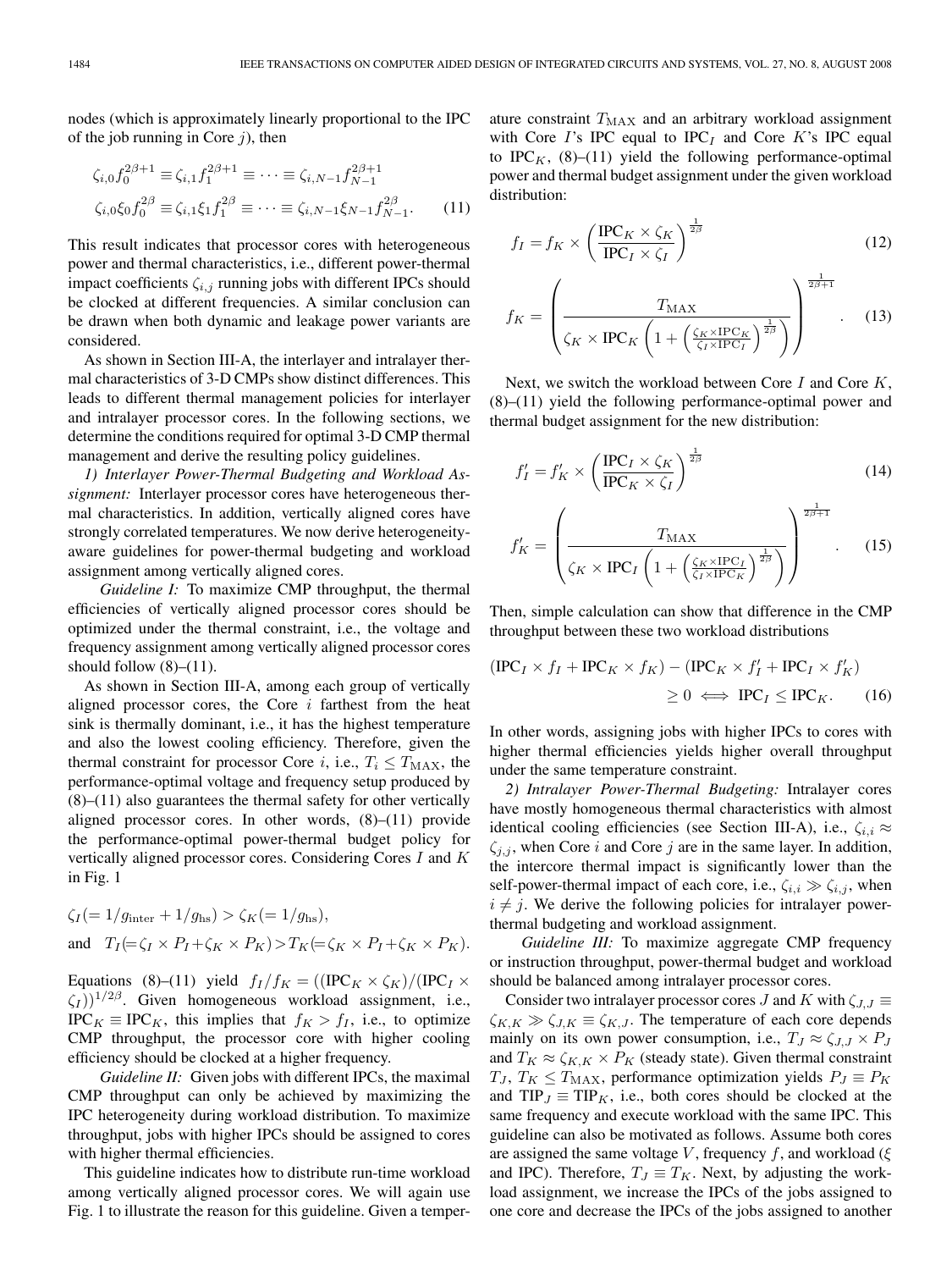nodes (which is approximately linearly proportional to the IPC of the job running in Core $j$), then

$$\zeta_{i,0} f_0^{2\beta+1} \equiv \zeta_{i,1} f_1^{2\beta+1} \equiv \cdots \equiv \zeta_{i,N-1} f_{N-1}^{2\beta+1}$$
$$\zeta_{i,0} \xi_0 f_0^{2\beta} \equiv \zeta_{i,1} \xi_1 f_1^{2\beta} \equiv \cdots \equiv \zeta_{i,N-1} \xi_{N-1} f_{N-1}^{2\beta}. \quad (11)$$

This result indicates that processor cores with heterogeneous power and thermal characteristics, i.e., different power-thermal impact coefficients $\zeta_{i,j}$ running jobs with different IPCs should be clocked at different frequencies. A similar conclusion can be drawn when both dynamic and leakage power variants are considered.

As shown in Section III-A, the interlayer and intralayer thermal characteristics of 3-D CMPs show distinct differences. This leads to different thermal management policies for interlayer and intralayer processor cores. In the following sections, we determine the conditions required for optimal 3-D CMP thermal management and derive the resulting policy guidelines.

*1) Interlayer Power-Thermal Budgeting and Workload Assignment:* Interlayer processor cores have heterogeneous thermal characteristics. In addition, vertically aligned cores have strongly correlated temperatures. We now derive heterogeneity-aware guidelines for power-thermal budgeting and workload assignment among vertically aligned cores.

*Guideline I:* To maximize CMP throughput, the thermal efficiencies of vertically aligned processor cores should be optimized under the thermal constraint, i.e., the voltage and frequency assignment among vertically aligned processor cores should follow (8)–(11).

As shown in Section III-A, among each group of vertically aligned processor cores, the Core $i$ farthest from the heat sink is thermally dominant, i.e., it has the highest temperature and also the lowest cooling efficiency. Therefore, given the thermal constraint for processor Core $i$, i.e., $T_i \leq T_{\mathrm{MAX}}$, the performance-optimal voltage and frequency setup produced by (8)–(11) also guarantees the thermal safety for other vertically aligned processor cores. In other words, (8)–(11) provide the performance-optimal power-thermal budget policy for vertically aligned processor cores. Considering Cores $I$ and $K$ in Fig. 1

$$\zeta_I (= 1/g_{\mathrm{inter}} + 1/g_{\mathrm{hs}}) > \zeta_K (= 1/g_{\mathrm{hs}}),$$
$$\text{and} \quad T_I (= \zeta_I \times P_I + \zeta_K \times P_K) > T_K (= \zeta_K \times P_I + \zeta_K \times P_K).$$

Equations (8)–(11) yield $f_I/f_K = ((\mathrm{IPC}_K \times \zeta_K)/(\mathrm{IPC}_I \times \zeta_I))^{1/2\beta}$. Given homogeneous workload assignment, i.e., $\mathrm{IPC}_K \equiv \mathrm{IPC}_K$, this implies that $f_K > f_I$, i.e., to optimize CMP throughput, the processor core with higher cooling efficiency should be clocked at a higher frequency.

*Guideline II:* Given jobs with different IPCs, the maximal CMP throughput can only be achieved by maximizing the IPC heterogeneity during workload distribution. To maximize throughput, jobs with higher IPCs should be assigned to cores with higher thermal efficiencies.

This guideline indicates how to distribute run-time workload among vertically aligned processor cores. We will again use Fig. 1 to illustrate the reason for this guideline. Given a temperature constraint $T_{\mathrm{MAX}}$ and an arbitrary workload assignment with Core $I$'s IPC equal to $\mathrm{IPC}_I$ and Core $K$'s IPC equal to $\mathrm{IPC}_K$, (8)–(11) yield the following performance-optimal power and thermal budget assignment under the given workload distribution:

$$f_I = f_K \times \left( \frac{\mathrm{IPC}_K \times \zeta_K}{\mathrm{IPC}_I \times \zeta_I} \right)^{\frac{1}{2\beta}} \quad (12)$$

$$f_K = \left( \frac{T_{\mathrm{MAX}}}{\zeta_K \times \mathrm{IPC}_K \left( 1 + \left( \frac{\zeta_K \times \mathrm{IPC}_K}{\zeta_I \times \mathrm{IPC}_I} \right)^{\frac{1}{2\beta}} \right)} \right)^{\frac{1}{2\beta+1}}. \quad (13)$$

Next, we switch the workload between Core $I$ and Core $K$, (8)–(11) yield the following performance-optimal power and thermal budget assignment for the new distribution:

$$f'_I = f'_K \times \left( \frac{\mathrm{IPC}_I \times \zeta_K}{\mathrm{IPC}_K \times \zeta_I} \right)^{\frac{1}{2\beta}} \quad (14)$$

$$f'_K = \left( \frac{T_{\mathrm{MAX}}}{\zeta_K \times \mathrm{IPC}_I \left( 1 + \left( \frac{\zeta_K \times \mathrm{IPC}_I}{\zeta_I \times \mathrm{IPC}_K} \right)^{\frac{1}{2\beta}} \right)} \right)^{\frac{1}{2\beta+1}}. \quad (15)$$

Then, simple calculation can show that difference in the CMP throughput between these two workload distributions

$$(\mathrm{IPC}_I \times f_I + \mathrm{IPC}_K \times f_K) - (\mathrm{IPC}_K \times f'_I + \mathrm{IPC}_I \times f'_K) \geq 0 \iff \mathrm{IPC}_I \leq \mathrm{IPC}_K. \quad (16)$$

In other words, assigning jobs with higher IPCs to cores with higher thermal efficiencies yields higher overall throughput under the same temperature constraint.

*2) Intralayer Power-Thermal Budgeting:* Intralayer cores have mostly homogeneous thermal characteristics with almost identical cooling efficiencies (see Section III-A), i.e., $\zeta_{i,i} \approx \zeta_{j,j}$, when Core $i$ and Core $j$ are in the same layer. In addition, the intercore thermal impact is significantly lower than the self-power-thermal impact of each core, i.e., $\zeta_{i,i} \gg \zeta_{i,j}$, when $i \neq j$. We derive the following policies for intralayer power-thermal budgeting and workload assignment.

*Guideline III:* To maximize aggregate CMP frequency or instruction throughput, power-thermal budget and workload should be balanced among intralayer processor cores.

Consider two intralayer processor cores $J$ and $K$ with $\zeta_{J,J} \equiv \zeta_{K,K} \gg \zeta_{J,K} \equiv \zeta_{K,J}$. The temperature of each core depends mainly on its own power consumption, i.e., $T_J \approx \zeta_{J,J} \times P_J$ and $T_K \approx \zeta_{K,K} \times P_K$ (steady state). Given thermal constraint $T_J$, $T_K \leq T_{\mathrm{MAX}}$, performance optimization yields $P_J \equiv P_K$ and $\mathrm{TIP}_J \equiv \mathrm{TIP}_K$, i.e., both cores should be clocked at the same frequency and execute workload with the same IPC. This guideline can also be motivated as follows. Assume both cores are assigned the same voltage $V$, frequency $f$, and workload ($\xi$ and IPC). Therefore, $T_J \equiv T_K$. Next, by adjusting the workload assignment, we increase the IPCs of the jobs assigned to one core and decrease the IPCs of the jobs assigned to another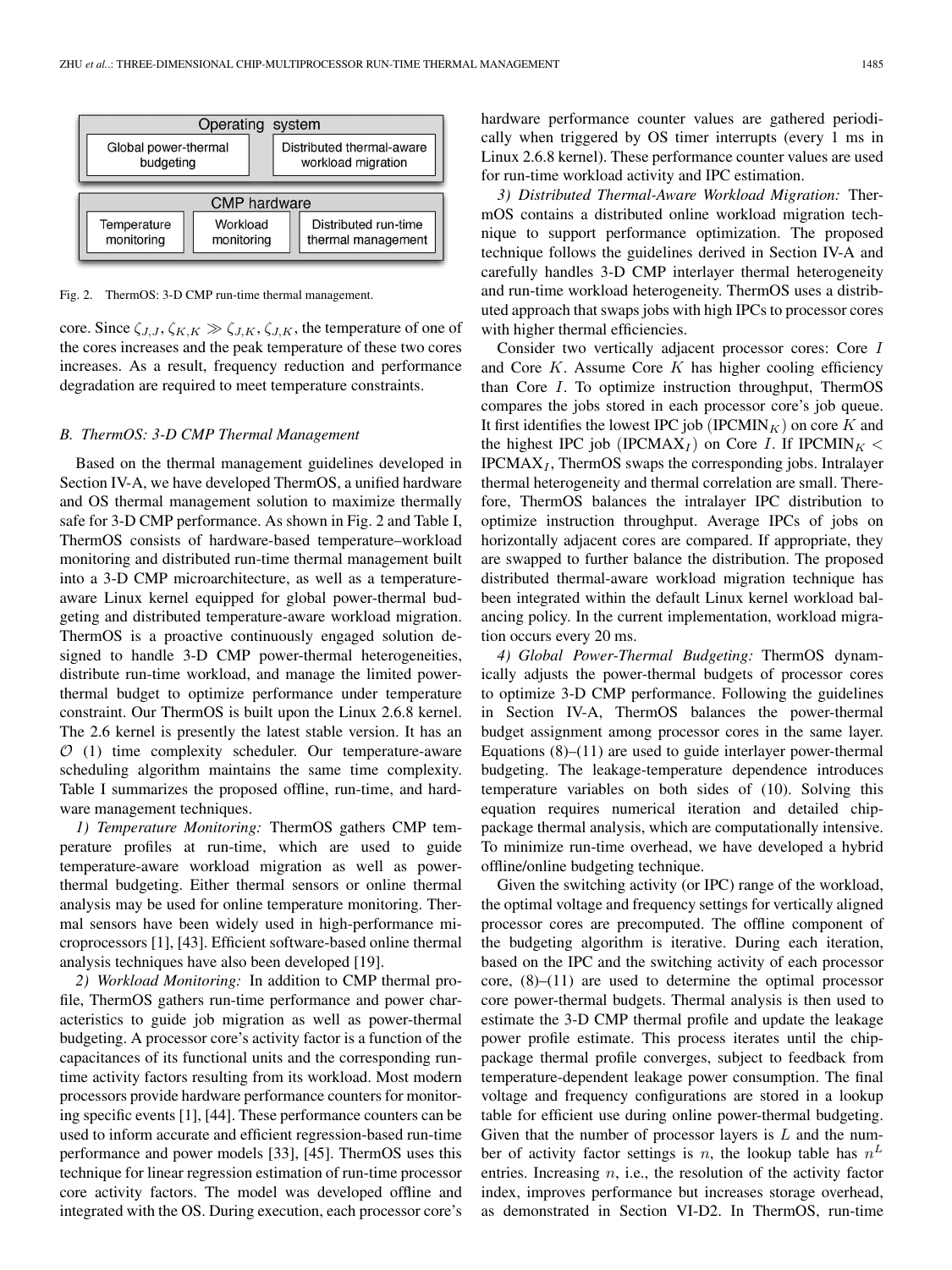Operating system

Global power-thermal budgeting | Distributed thermal-aware workload migration

CMP hardware

Temperature monitoring | Workload monitoring | Distributed run-time thermal management

Fig. 2. ThermOS: 3-D CMP run-time thermal management.

core. Since $\zeta_{J,J}, \zeta_{K,K} \gg \zeta_{J,K}, \zeta_{J,K}$, the temperature of one of the cores increases and the peak temperature of these two cores increases. As a result, frequency reduction and performance degradation are required to meet temperature constraints.

### B. ThermOS: 3-D CMP Thermal Management

Based on the thermal management guidelines developed in Section IV-A, we have developed ThermOS, a unified hardware and OS thermal management solution to maximize thermally safe for 3-D CMP performance. As shown in Fig. 2 and Table I, ThermOS consists of hardware-based temperature–workload monitoring and distributed run-time thermal management built into a 3-D CMP microarchitecture, as well as a temperature-aware Linux kernel equipped for global power-thermal budgeting and distributed temperature-aware workload migration. ThermOS is a proactive continuously engaged solution designed to handle 3-D CMP power-thermal heterogeneities, distribute run-time workload, and manage the limited power-thermal budget to optimize performance under temperature constraint. Our ThermOS is built upon the Linux 2.6.8 kernel. The 2.6 kernel is presently the latest stable version. It has an $\mathcal{O}$ (1) time complexity scheduler. Our temperature-aware scheduling algorithm maintains the same time complexity. Table I summarizes the proposed offline, run-time, and hardware management techniques.

*1) Temperature Monitoring:* ThermOS gathers CMP temperature profiles at run-time, which are used to guide temperature-aware workload migration as well as power-thermal budgeting. Either thermal sensors or online thermal analysis may be used for online temperature monitoring. Thermal sensors have been widely used in high-performance microprocessors [1], [43]. Efficient software-based online thermal analysis techniques have also been developed [19].

*2) Workload Monitoring:* In addition to CMP thermal profile, ThermOS gathers run-time performance and power characteristics to guide job migration as well as power-thermal budgeting. A processor core's activity factor is a function of the capacitances of its functional units and the corresponding run-time activity factors resulting from its workload. Most modern processors provide hardware performance counters for monitoring specific events [1], [44]. These performance counters can be used to inform accurate and efficient regression-based run-time performance and power models [33], [45]. ThermOS uses this technique for linear regression estimation of run-time processor core activity factors. The model was developed offline and integrated with the OS. During execution, each processor core's hardware performance counter values are gathered periodically when triggered by OS timer interrupts (every 1 ms in Linux 2.6.8 kernel). These performance counter values are used for run-time workload activity and IPC estimation.

*3) Distributed Thermal-Aware Workload Migration:* ThermOS contains a distributed online workload migration technique to support performance optimization. The proposed technique follows the guidelines derived in Section IV-A and carefully handles 3-D CMP interlayer thermal heterogeneity and run-time workload heterogeneity. ThermOS uses a distributed approach that swaps jobs with high IPCs to processor cores with higher thermal efficiencies.

Consider two vertically adjacent processor cores: Core $I$ and Core $K$. Assume Core $K$ has higher cooling efficiency than Core $I$. To optimize instruction throughput, ThermOS compares the jobs stored in each processor core's job queue. It first identifies the lowest IPC job ($\text{IPCMIN}_K$) on core $K$ and the highest IPC job ($\text{IPCMAX}_I$) on Core $I$. If $\text{IPCMIN}_K <$ $\text{IPCMAX}_I$, ThermOS swaps the corresponding jobs. Intralayer thermal heterogeneity and thermal correlation are small. Therefore, ThermOS balances the intralayer IPC distribution to optimize instruction throughput. Average IPCs of jobs on horizontally adjacent cores are compared. If appropriate, they are swapped to further balance the distribution. The proposed distributed thermal-aware workload migration technique has been integrated within the default Linux kernel workload balancing policy. In the current implementation, workload migration occurs every 20 ms.

*4) Global Power-Thermal Budgeting:* ThermOS dynamically adjusts the power-thermal budgets of processor cores to optimize 3-D CMP performance. Following the guidelines in Section IV-A, ThermOS balances the power-thermal budget assignment among processor cores in the same layer. Equations (8)–(11) are used to guide interlayer power-thermal budgeting. The leakage-temperature dependence introduces temperature variables on both sides of (10). Solving this equation requires numerical iteration and detailed chip-package thermal analysis, which are computationally intensive. To minimize run-time overhead, we have developed a hybrid offline/online budgeting technique.

Given the switching activity (or IPC) range of the workload, the optimal voltage and frequency settings for vertically aligned processor cores are precomputed. The offline component of the budgeting algorithm is iterative. During each iteration, based on the IPC and the switching activity of each processor core, (8)–(11) are used to determine the optimal processor core power-thermal budgets. Thermal analysis is then used to estimate the 3-D CMP thermal profile and update the leakage power profile estimate. This process iterates until the chip-package thermal profile converges, subject to feedback from temperature-dependent leakage power consumption. The final voltage and frequency configurations are stored in a lookup table for efficient use during online power-thermal budgeting. Given that the number of processor layers is $L$ and the number of activity factor settings is $n$, the lookup table has $n^L$ entries. Increasing $n$, i.e., the resolution of the activity factor index, improves performance but increases storage overhead, as demonstrated in Section VI-D2. In ThermOS, run-time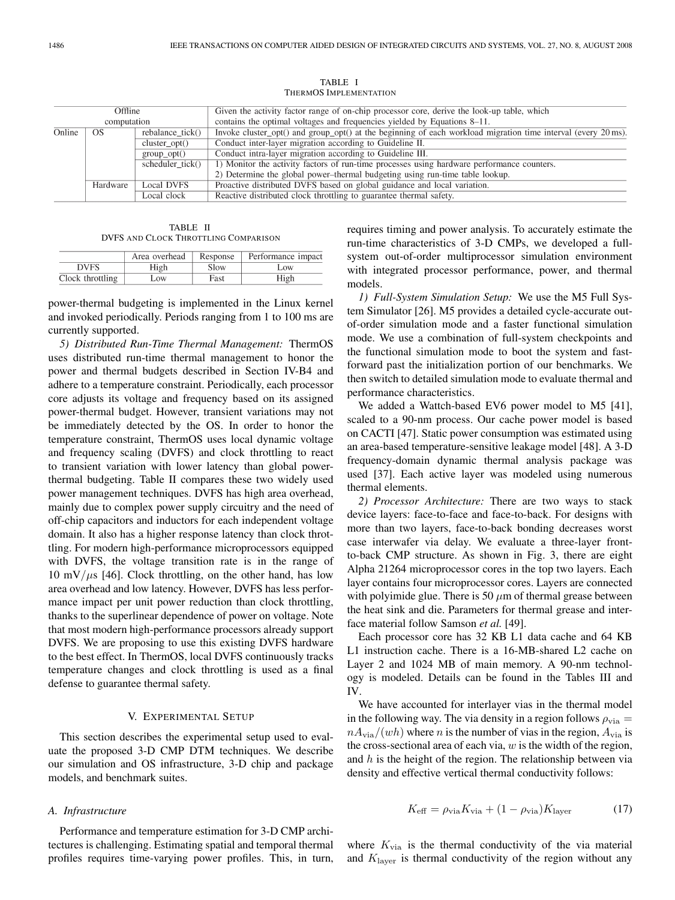TABLE I
THERMOS IMPLEMENTATION

| Offline computation | | | Given the activity factor range of on-chip processor core, derive the look-up table, which contains the optimal voltages and frequencies yielded by Equations 8–11. |
|---|---|---|---|
| Online | OS | rebalance_tick() | Invoke cluster_opt() and group_opt() at the beginning of each workload migration time interval (every 20 ms). |
| | | cluster_opt() | Conduct inter-layer migration according to Guideline II. |
| | | group_opt() | Conduct intra-layer migration according to Guideline III. |
| | | scheduler_tick() | 1) Monitor the activity factors of run-time processes using hardware performance counters. 2) Determine the global power–thermal budgeting using run-time table lookup. |
| | Hardware | Local DVFS | Proactive distributed DVFS based on global guidance and local variation. |
| | | Local clock | Reactive distributed clock throttling to guarantee thermal safety. |

TABLE II
DVFS AND CLOCK THROTTLING COMPARISON

| | Area overhead | Response | Performance impact |
|---|---|---|---|
| DVFS | High | Slow | Low |
| Clock throttling | Low | Fast | High |

power-thermal budgeting is implemented in the Linux kernel and invoked periodically. Periods ranging from 1 to 100 ms are currently supported.

*5) Distributed Run-Time Thermal Management:* ThermOS uses distributed run-time thermal management to honor the power and thermal budgets described in Section IV-B4 and adhere to a temperature constraint. Periodically, each processor core adjusts its voltage and frequency based on its assigned power-thermal budget. However, transient variations may not be immediately detected by the OS. In order to honor the temperature constraint, ThermOS uses local dynamic voltage and frequency scaling (DVFS) and clock throttling to react to transient variation with lower latency than global power-thermal budgeting. Table II compares these two widely used power management techniques. DVFS has high area overhead, mainly due to complex power supply circuitry and the need of off-chip capacitors and inductors for each independent voltage domain. It also has a higher response latency than clock throttling. For modern high-performance microprocessors equipped with DVFS, the voltage transition rate is in the range of 10 mV/$\mu$s [46]. Clock throttling, on the other hand, has low area overhead and low latency. However, DVFS has less performance impact per unit power reduction than clock throttling, thanks to the superlinear dependence of power on voltage. Note that most modern high-performance processors already support DVFS. We are proposing to use this existing DVFS hardware to the best effect. In ThermOS, local DVFS continuously tracks temperature changes and clock throttling is used as a final defense to guarantee thermal safety.

## V. Experimental Setup

This section describes the experimental setup used to evaluate the proposed 3-D CMP DTM techniques. We describe our simulation and OS infrastructure, 3-D chip and package models, and benchmark suites.

### A. Infrastructure

Performance and temperature estimation for 3-D CMP architectures is challenging. Estimating spatial and temporal thermal profiles requires time-varying power profiles. This, in turn, requires timing and power analysis. To accurately estimate the run-time characteristics of 3-D CMPs, we developed a full-system out-of-order multiprocessor simulation environment with integrated processor performance, power, and thermal models.

*1) Full-System Simulation Setup:* We use the M5 Full System Simulator [26]. M5 provides a detailed cycle-accurate out-of-order simulation mode and a faster functional simulation mode. We use a combination of full-system checkpoints and the functional simulation mode to boot the system and fast-forward past the initialization portion of our benchmarks. We then switch to detailed simulation mode to evaluate thermal and performance characteristics.

We added a Wattch-based EV6 power model to M5 [41], scaled to a 90-nm process. Our cache power model is based on CACTI [47]. Static power consumption was estimated using an area-based temperature-sensitive leakage model [48]. A 3-D frequency-domain dynamic thermal analysis package was used [37]. Each active layer was modeled using numerous thermal elements.

*2) Processor Architecture:* There are two ways to stack device layers: face-to-face and face-to-back. For designs with more than two layers, face-to-back bonding decreases worst case interwafer via delay. We evaluate a three-layer front-to-back CMP structure. As shown in Fig. 3, there are eight Alpha 21264 microprocessor cores in the top two layers. Each layer contains four microprocessor cores. Layers are connected with polyimide glue. There is 50 $\mu$m of thermal grease between the heat sink and die. Parameters for thermal grease and interface material follow Samson *et al.* [49].

Each processor core has 32 KB L1 data cache and 64 KB L1 instruction cache. There is a 16-MB-shared L2 cache on Layer 2 and 1024 MB of main memory. A 90-nm technology is modeled. Details can be found in the Tables III and IV.

We have accounted for interlayer vias in the thermal model in the following way. The via density in a region follows $\rho_{\rm via} = nA_{\rm via}/(wh)$ where $n$ is the number of vias in the region, $A_{\rm via}$ is the cross-sectional area of each via, $w$ is the width of the region, and $h$ is the height of the region. The relationship between via density and effective vertical thermal conductivity follows:

$$K_{\rm eff} = \rho_{\rm via} K_{\rm via} + (1 - \rho_{\rm via}) K_{\rm layer} \tag{17}$$

where $K_{\rm via}$ is the thermal conductivity of the via material and $K_{\rm layer}$ is thermal conductivity of the region without any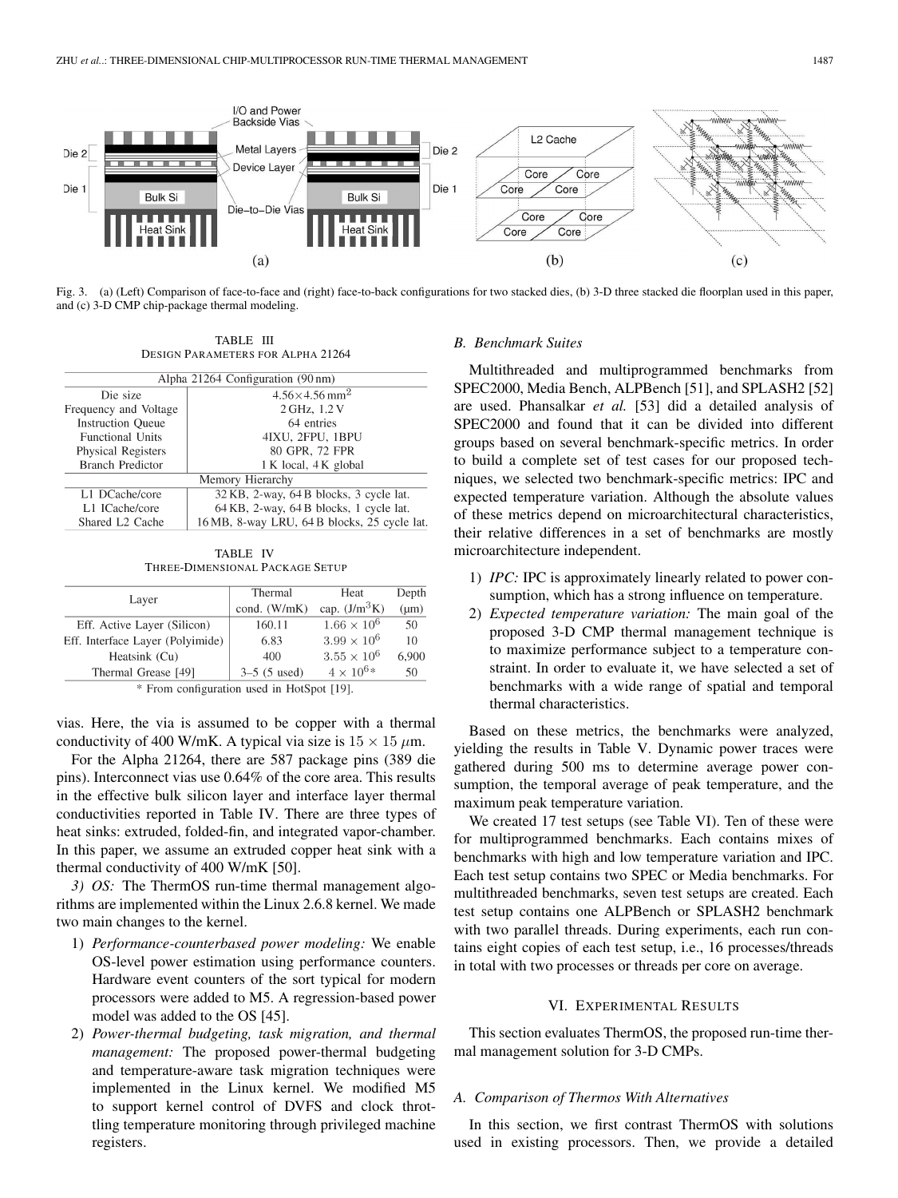Fig. 3. (a) (Left) Comparison of face-to-face and (right) face-to-back configurations for two stacked dies, (b) 3-D three stacked die floorplan used in this paper, and (c) 3-D CMP chip-package thermal modeling.

TABLE III
DESIGN PARAMETERS FOR ALPHA 21264

| Alpha 21264 Configuration (90 nm) | |
|---|---|
| Die size | 4.56×4.56 mm$^2$ |
| Frequency and Voltage | 2 GHz, 1.2 V |
| Instruction Queue | 64 entries |
| Functional Units | 4IXU, 2FPU, 1BPU |
| Physical Registers | 80 GPR, 72 FPR |
| Branch Predictor | 1 K local, 4 K global |
| Memory Hierarchy | |
| L1 DCache/core | 32 KB, 2-way, 64 B blocks, 3 cycle lat. |
| L1 ICache/core | 64 KB, 2-way, 64 B blocks, 1 cycle lat. |
| Shared L2 Cache | 16 MB, 8-way LRU, 64 B blocks, 25 cycle lat. |

TABLE IV
THREE-DIMENSIONAL PACKAGE SETUP

| Layer | Thermal cond. (W/mK) | Heat cap. (J/m$^3$K) | Depth (μm) |
|---|---|---|---|
| Eff. Active Layer (Silicon) | 160.11 | $1.66 \times 10^6$ | 50 |
| Eff. Interface Layer (Polyimide) | 6.83 | $3.99 \times 10^6$ | 10 |
| Heatsink (Cu) | 400 | $3.55 \times 10^6$ | 6,900 |
| Thermal Grease [49] | 3–5 (5 used) | $4 \times 10^6$* | 50 |

\* From configuration used in HotSpot [19].

vias. Here, the via is assumed to be copper with a thermal conductivity of 400 W/mK. A typical via size is $15 \times 15$ μm.

For the Alpha 21264, there are 587 package pins (389 die pins). Interconnect vias use 0.64% of the core area. This results in the effective bulk silicon layer and interface layer thermal conductivities reported in Table IV. There are three types of heat sinks: extruded, folded-fin, and integrated vapor-chamber. In this paper, we assume an extruded copper heat sink with a thermal conductivity of 400 W/mK [50].

*3) OS:* The ThermOS run-time thermal management algorithms are implemented within the Linux 2.6.8 kernel. We made two main changes to the kernel.

1) *Performance-counterbased power modeling:* We enable OS-level power estimation using performance counters. Hardware event counters of the sort typical for modern processors were added to M5. A regression-based power model was added to the OS [45].
2) *Power-thermal budgeting, task migration, and thermal management:* The proposed power-thermal budgeting and temperature-aware task migration techniques were implemented in the Linux kernel. We modified M5 to support kernel control of DVFS and clock throttling temperature monitoring through privileged machine registers.

### *B. Benchmark Suites*

Multithreaded and multiprogrammed benchmarks from SPEC2000, Media Bench, ALPBench [51], and SPLASH2 [52] are used. Phansalkar *et al.* [53] did a detailed analysis of SPEC2000 and found that it can be divided into different groups based on several benchmark-specific metrics. In order to build a complete set of test cases for our proposed techniques, we selected two benchmark-specific metrics: IPC and expected temperature variation. Although the absolute values of these metrics depend on microarchitectural characteristics, their relative differences in a set of benchmarks are mostly microarchitecture independent.

1) *IPC:* IPC is approximately linearly related to power consumption, which has a strong influence on temperature.
2) *Expected temperature variation:* The main goal of the proposed 3-D CMP thermal management technique is to maximize performance subject to a temperature constraint. In order to evaluate it, we have selected a set of benchmarks with a wide range of spatial and temporal thermal characteristics.

Based on these metrics, the benchmarks were analyzed, yielding the results in Table V. Dynamic power traces were gathered during 500 ms to determine average power consumption, the temporal average of peak temperature, and the maximum peak temperature variation.

We created 17 test setups (see Table VI). Ten of these were for multiprogrammed benchmarks. Each contains mixes of benchmarks with high and low temperature variation and IPC. Each test setup contains two SPEC or Media benchmarks. For multithreaded benchmarks, seven test setups are created. Each test setup contains one ALPBench or SPLASH2 benchmark with two parallel threads. During experiments, each run contains eight copies of each test setup, i.e., 16 processes/threads in total with two processes or threads per core on average.

## VI. EXPERIMENTAL RESULTS

This section evaluates ThermOS, the proposed run-time thermal management solution for 3-D CMPs.

### *A. Comparison of Thermos With Alternatives*

In this section, we first contrast ThermOS with solutions used in existing processors. Then, we provide a detailed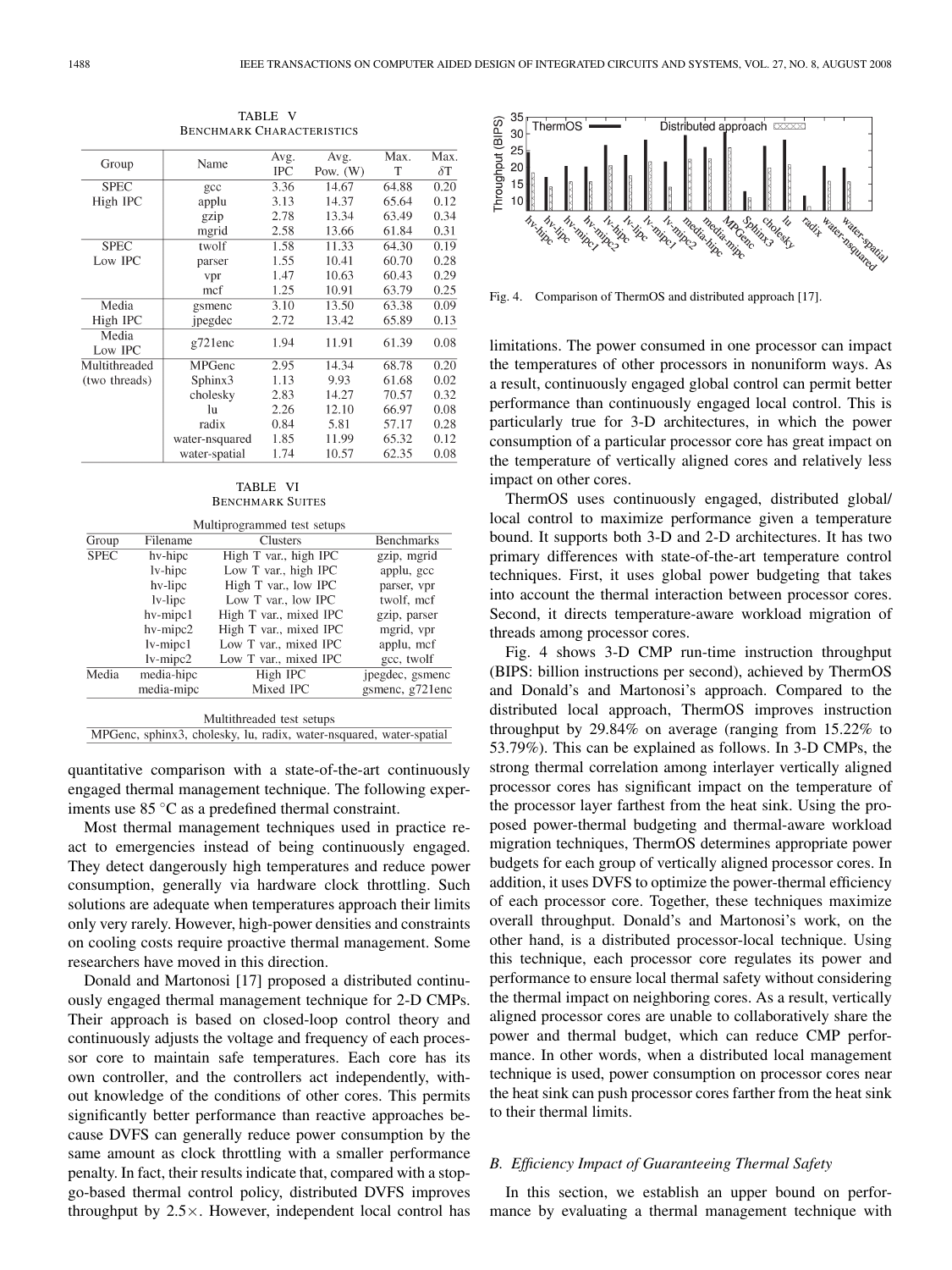TABLE V
BENCHMARK CHARACTERISTICS

| Group | Name | Avg. IPC | Avg. Pow. (W) | Max. T | Max. $\delta$T |
|---|---|---|---|---|---|
| SPEC High IPC | gcc | 3.36 | 14.67 | 64.88 | 0.20 |
| | applu | 3.13 | 14.37 | 65.64 | 0.12 |
| | gzip | 2.78 | 13.34 | 63.49 | 0.34 |
| | mgrid | 2.58 | 13.66 | 61.84 | 0.31 |
| SPEC Low IPC | twolf | 1.58 | 11.33 | 64.30 | 0.19 |
| | parser | 1.55 | 10.41 | 60.70 | 0.28 |
| | vpr | 1.47 | 10.63 | 60.43 | 0.29 |
| | mcf | 1.25 | 10.91 | 63.79 | 0.25 |
| Media High IPC | gsmenc | 3.10 | 13.50 | 63.38 | 0.09 |
| | jpegdec | 2.72 | 13.42 | 65.89 | 0.13 |
| Media Low IPC | g721enc | 1.94 | 11.91 | 61.39 | 0.08 |
| Multithreaded (two threads) | MPGenc | 2.95 | 14.34 | 68.78 | 0.20 |
| | Sphinx3 | 1.13 | 9.93 | 61.68 | 0.02 |
| | cholesky | 2.83 | 14.27 | 70.57 | 0.32 |
| | lu | 2.26 | 12.10 | 66.97 | 0.08 |
| | radix | 0.84 | 5.81 | 57.17 | 0.28 |
| | water-nsquared | 1.85 | 11.99 | 65.32 | 0.12 |
| | water-spatial | 1.74 | 10.57 | 62.35 | 0.08 |

TABLE VI
BENCHMARK SUITES

Multiprogrammed test setups

| Group | Filename | Clusters | Benchmarks |
|---|---|---|---|
| SPEC | hv-hipc | High T var., high IPC | gzip, mgrid |
| | lv-hipc | Low T var., high IPC | applu, gcc |
| | hv-lipc | High T var., low IPC | parser, vpr |
| | lv-lipc | Low T var., low IPC | twolf, mcf |
| | hv-mipc1 | High T var., mixed IPC | gzip, parser |
| | hv-mipc2 | High T var., mixed IPC | mgrid, vpr |
| | lv-mipc1 | Low T var., mixed IPC | applu, mcf |
| | lv-mipc2 | Low T var., mixed IPC | gcc, twolf |
| Media | media-hipc | High IPC | jpegdec, gsmenc |
| | media-mipc | Mixed IPC | gsmenc, g721enc |

Multithreaded test setups

MPGenc, sphinx3, cholesky, lu, radix, water-nsquared, water-spatial

quantitative comparison with a state-of-the-art continuously engaged thermal management technique. The following experiments use 85 °C as a predefined thermal constraint.

Most thermal management techniques used in practice react to emergencies instead of being continuously engaged. They detect dangerously high temperatures and reduce power consumption, generally via hardware clock throttling. Such solutions are adequate when temperatures approach their limits only very rarely. However, high-power densities and constraints on cooling costs require proactive thermal management. Some researchers have moved in this direction.

Donald and Martonosi [17] proposed a distributed continuously engaged thermal management technique for 2-D CMPs. Their approach is based on closed-loop control theory and continuously adjusts the voltage and frequency of each processor core to maintain safe temperatures. Each core has its own controller, and the controllers act independently, without knowledge of the conditions of other cores. This permits significantly better performance than reactive approaches because DVFS can generally reduce power consumption by the same amount as clock throttling with a smaller performance penalty. In fact, their results indicate that, compared with a stop-go-based thermal control policy, distributed DVFS improves throughput by 2.5×. However, independent local control has limitations. The power consumed in one processor can impact the temperatures of other processors in nonuniform ways. As a result, continuously engaged global control can permit better performance than continuously engaged local control. This is particularly true for 3-D architectures, in which the power consumption of a particular processor core has great impact on the temperature of vertically aligned cores and relatively less impact on other cores.

ThermOS uses continuously engaged, distributed global/local control to maximize performance given a temperature bound. It supports both 3-D and 2-D architectures. It has two primary differences with state-of-the-art temperature control techniques. First, it uses global power budgeting that takes into account the thermal interaction between processor cores. Second, it directs temperature-aware workload migration of threads among processor cores.

Fig. 4. Comparison of ThermOS and distributed approach [17].

Fig. 4 shows 3-D CMP run-time instruction throughput (BIPS: billion instructions per second), achieved by ThermOS and Donald's and Martonosi's approach. Compared to the distributed local approach, ThermOS improves instruction throughput by 29.84% on average (ranging from 15.22% to 53.79%). This can be explained as follows. In 3-D CMPs, the strong thermal correlation among interlayer vertically aligned processor cores has significant impact on the temperature of the processor layer farthest from the heat sink. Using the proposed power-thermal budgeting and thermal-aware workload migration techniques, ThermOS determines appropriate power budgets for each group of vertically aligned processor cores. In addition, it uses DVFS to optimize the power-thermal efficiency of each processor core. Together, these techniques maximize overall throughput. Donald's and Martonosi's work, on the other hand, is a distributed processor-local technique. Using this technique, each processor core regulates its power and performance to ensure local thermal safety without considering the thermal impact on neighboring cores. As a result, vertically aligned processor cores are unable to collaboratively share the power and thermal budget, which can reduce CMP performance. In other words, when a distributed local management technique is used, power consumption on processor cores near the heat sink can push processor cores farther from the heat sink to their thermal limits.

### *B. Efficiency Impact of Guaranteeing Thermal Safety*

In this section, we establish an upper bound on performance by evaluating a thermal management technique with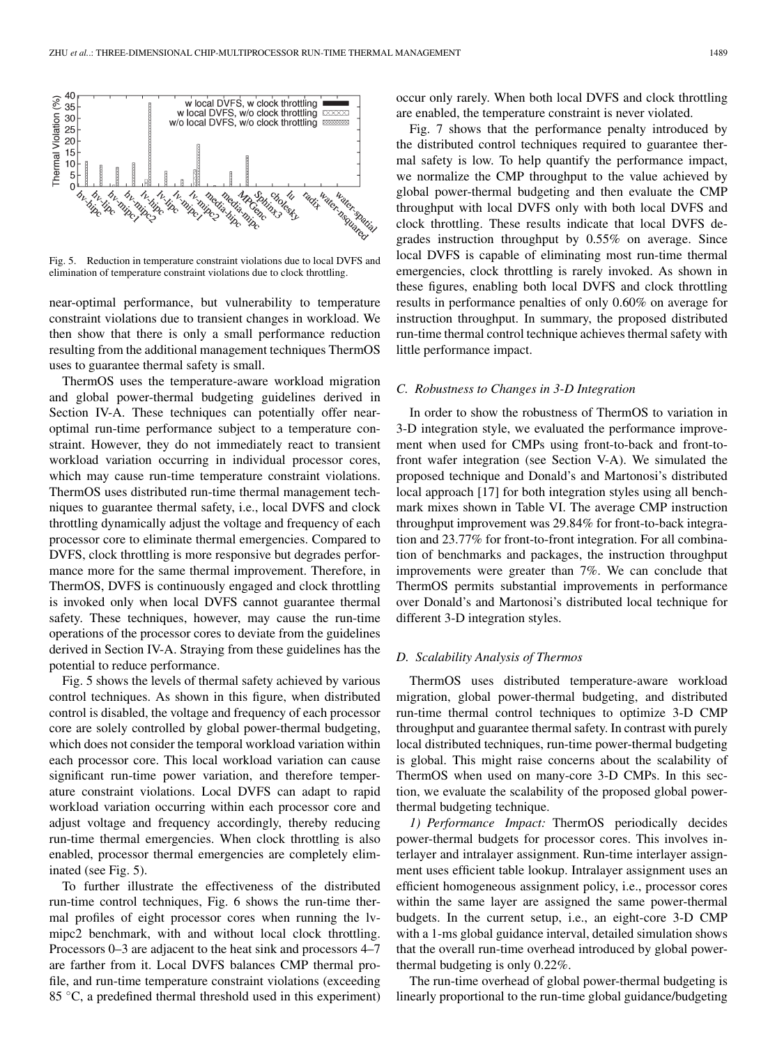Fig. 5. Reduction in temperature constraint violations due to local DVFS and elimination of temperature constraint violations due to clock throttling.

near-optimal performance, but vulnerability to temperature constraint violations due to transient changes in workload. We then show that there is only a small performance reduction resulting from the additional management techniques ThermOS uses to guarantee thermal safety is small.

ThermOS uses the temperature-aware workload migration and global power-thermal budgeting guidelines derived in Section IV-A. These techniques can potentially offer near-optimal run-time performance subject to a temperature constraint. However, they do not immediately react to transient workload variation occurring in individual processor cores, which may cause run-time temperature constraint violations. ThermOS uses distributed run-time thermal management techniques to guarantee thermal safety, i.e., local DVFS and clock throttling dynamically adjust the voltage and frequency of each processor core to eliminate thermal emergencies. Compared to DVFS, clock throttling is more responsive but degrades performance more for the same thermal improvement. Therefore, in ThermOS, DVFS is continuously engaged and clock throttling is invoked only when local DVFS cannot guarantee thermal safety. These techniques, however, may cause the run-time operations of the processor cores to deviate from the guidelines derived in Section IV-A. Straying from these guidelines has the potential to reduce performance.

Fig. 5 shows the levels of thermal safety achieved by various control techniques. As shown in this figure, when distributed control is disabled, the voltage and frequency of each processor core are solely controlled by global power-thermal budgeting, which does not consider the temporal workload variation within each processor core. This local workload variation can cause significant run-time power variation, and therefore temperature constraint violations. Local DVFS can adapt to rapid workload variation occurring within each processor core and adjust voltage and frequency accordingly, thereby reducing run-time thermal emergencies. When clock throttling is also enabled, processor thermal emergencies are completely eliminated (see Fig. 5).

To further illustrate the effectiveness of the distributed run-time control techniques, Fig. 6 shows the run-time thermal profiles of eight processor cores when running the lv-mipc2 benchmark, with and without local clock throttling. Processors 0–3 are adjacent to the heat sink and processors 4–7 are farther from it. Local DVFS balances CMP thermal profile, and run-time temperature constraint violations (exceeding 85 °C, a predefined thermal threshold used in this experiment) occur only rarely. When both local DVFS and clock throttling are enabled, the temperature constraint is never violated.

Fig. 7 shows that the performance penalty introduced by the distributed control techniques required to guarantee thermal safety is low. To help quantify the performance impact, we normalize the CMP throughput to the value achieved by global power-thermal budgeting and then evaluate the CMP throughput with local DVFS only with both local DVFS and clock throttling. These results indicate that local DVFS degrades instruction throughput by 0.55% on average. Since local DVFS is capable of eliminating most run-time thermal emergencies, clock throttling is rarely invoked. As shown in these figures, enabling both local DVFS and clock throttling results in performance penalties of only 0.60% on average for instruction throughput. In summary, the proposed distributed run-time thermal control technique achieves thermal safety with little performance impact.

### C. Robustness to Changes in 3-D Integration

In order to show the robustness of ThermOS to variation in 3-D integration style, we evaluated the performance improvement when used for CMPs using front-to-back and front-to-front wafer integration (see Section V-A). We simulated the proposed technique and Donald's and Martonosi's distributed local approach [17] for both integration styles using all benchmark mixes shown in Table VI. The average CMP instruction throughput improvement was 29.84% for front-to-back integration and 23.77% for front-to-front integration. For all combination of benchmarks and packages, the instruction throughput improvements were greater than 7%. We can conclude that ThermOS permits substantial improvements in performance over Donald's and Martonosi's distributed local technique for different 3-D integration styles.

### D. Scalability Analysis of Thermos

ThermOS uses distributed temperature-aware workload migration, global power-thermal budgeting, and distributed run-time thermal control techniques to optimize 3-D CMP throughput and guarantee thermal safety. In contrast with purely local distributed techniques, run-time power-thermal budgeting is global. This might raise concerns about the scalability of ThermOS when used on many-core 3-D CMPs. In this section, we evaluate the scalability of the proposed global power-thermal budgeting technique.

*1) Performance Impact:* ThermOS periodically decides power-thermal budgets for processor cores. This involves interlayer and intralayer assignment. Run-time interlayer assignment uses efficient table lookup. Intralayer assignment uses an efficient homogeneous assignment policy, i.e., processor cores within the same layer are assigned the same power-thermal budgets. In the current setup, i.e., an eight-core 3-D CMP with a 1-ms global guidance interval, detailed simulation shows that the overall run-time overhead introduced by global power-thermal budgeting is only 0.22%.

The run-time overhead of global power-thermal budgeting is linearly proportional to the run-time global guidance/budgeting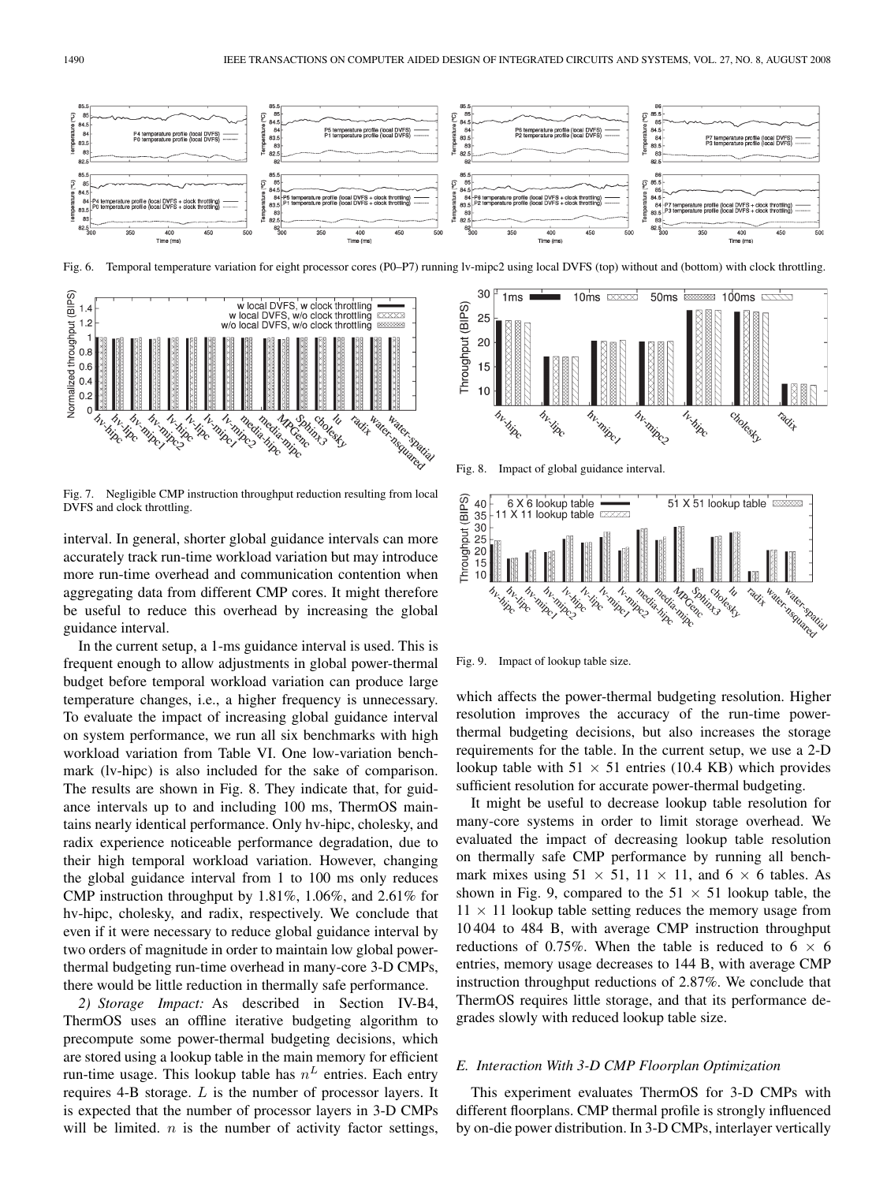Fig. 6. Temporal temperature variation for eight processor cores (P0–P7) running lv-mipc2 using local DVFS (top) without and (bottom) with clock throttling.

Fig. 7. Negligible CMP instruction throughput reduction resulting from local DVFS and clock throttling.

interval. In general, shorter global guidance intervals can more accurately track run-time workload variation but may introduce more run-time overhead and communication contention when aggregating data from different CMP cores. It might therefore be useful to reduce this overhead by increasing the global guidance interval.

In the current setup, a 1-ms guidance interval is used. This is frequent enough to allow adjustments in global power-thermal budget before temporal workload variation can produce large temperature changes, i.e., a higher frequency is unnecessary. To evaluate the impact of increasing global guidance interval on system performance, we run all six benchmarks with high workload variation from Table VI. One low-variation benchmark (lv-hipc) is also included for the sake of comparison. The results are shown in Fig. 8. They indicate that, for guidance intervals up to and including 100 ms, ThermOS maintains nearly identical performance. Only hv-hipc, cholesky, and radix experience noticeable performance degradation, due to their high temporal workload variation. However, changing the global guidance interval from 1 to 100 ms only reduces CMP instruction throughput by 1.81%, 1.06%, and 2.61% for hv-hipc, cholesky, and radix, respectively. We conclude that even if it were necessary to reduce global guidance interval by two orders of magnitude in order to maintain low global power-thermal budgeting run-time overhead in many-core 3-D CMPs, there would be little reduction in thermally safe performance.

*2) Storage Impact:* As described in Section IV-B4, ThermOS uses an offline iterative budgeting algorithm to precompute some power-thermal budgeting decisions, which are stored using a lookup table in the main memory for efficient run-time usage. This lookup table has $n^L$ entries. Each entry requires 4-B storage. $L$ is the number of processor layers. It is expected that the number of processor layers in 3-D CMPs will be limited. $n$ is the number of activity factor settings, which affects the power-thermal budgeting resolution. Higher resolution improves the accuracy of the run-time power-thermal budgeting decisions, but also increases the storage requirements for the table. In the current setup, we use a 2-D lookup table with $51 \times 51$ entries (10.4 KB) which provides sufficient resolution for accurate power-thermal budgeting.

Fig. 8. Impact of global guidance interval.

Fig. 9. Impact of lookup table size.

It might be useful to decrease lookup table resolution for many-core systems in order to limit storage overhead. We evaluated the impact of decreasing lookup table resolution on thermally safe CMP performance by running all benchmark mixes using $51 \times 51$, $11 \times 11$, and $6 \times 6$ tables. As shown in Fig. 9, compared to the $51 \times 51$ lookup table, the $11 \times 11$ lookup table setting reduces the memory usage from 10 404 to 484 B, with average CMP instruction throughput reductions of 0.75%. When the table is reduced to $6 \times 6$ entries, memory usage decreases to 144 B, with average CMP instruction throughput reductions of 2.87%. We conclude that ThermOS requires little storage, and that its performance degrades slowly with reduced lookup table size.

### *E. Interaction With 3-D CMP Floorplan Optimization*

This experiment evaluates ThermOS for 3-D CMPs with different floorplans. CMP thermal profile is strongly influenced by on-die power distribution. In 3-D CMPs, interlayer vertically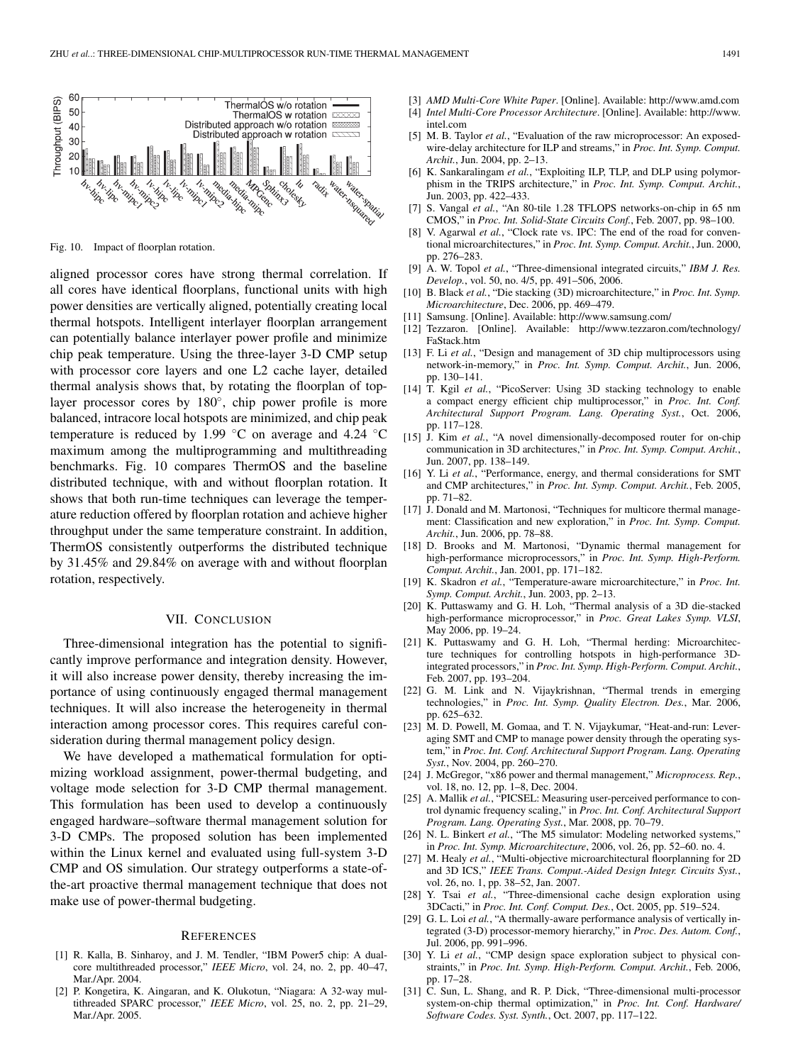Fig. 10. Impact of floorplan rotation.

aligned processor cores have strong thermal correlation. If all cores have identical floorplans, functional units with high power densities are vertically aligned, potentially creating local thermal hotspots. Intelligent interlayer floorplan arrangement can potentially balance interlayer power profile and minimize chip peak temperature. Using the three-layer 3-D CMP setup with processor core layers and one L2 cache layer, detailed thermal analysis shows that, by rotating the floorplan of top-layer processor cores by 180°, chip power profile is more balanced, intracore local hotspots are minimized, and chip peak temperature is reduced by 1.99 °C on average and 4.24 °C maximum among the multiprogramming and multithreading benchmarks. Fig. 10 compares ThermOS and the baseline distributed technique, with and without floorplan rotation. It shows that both run-time techniques can leverage the temperature reduction offered by floorplan rotation and achieve higher throughput under the same temperature constraint. In addition, ThermOS consistently outperforms the distributed technique by 31.45% and 29.84% on average with and without floorplan rotation, respectively.

## VII. Conclusion

Three-dimensional integration has the potential to significantly improve performance and integration density. However, it will also increase power density, thereby increasing the importance of using continuously engaged thermal management techniques. It will also increase the heterogeneity in thermal interaction among processor cores. This requires careful consideration during thermal management policy design.

We have developed a mathematical formulation for optimizing workload assignment, power-thermal budgeting, and voltage mode selection for 3-D CMP thermal management. This formulation has been used to develop a continuously engaged hardware–software thermal management solution for 3-D CMPs. The proposed solution has been implemented within the Linux kernel and evaluated using full-system 3-D CMP and OS simulation. Our strategy outperforms a state-of-the-art proactive thermal management technique that does not make use of power-thermal budgeting.

## References

[1] R. Kalla, B. Sinharoy, and J. M. Tendler, "IBM Power5 chip: A dual-core multithreaded processor," *IEEE Micro*, vol. 24, no. 2, pp. 40–47, Mar./Apr. 2004.

[2] P. Kongetira, K. Aingaran, and K. Olukotun, "Niagara: A 32-way multithreaded SPARC processor," *IEEE Micro*, vol. 25, no. 2, pp. 21–29, Mar./Apr. 2005.

[3] *AMD Multi-Core White Paper*. [Online]. Available: http://www.amd.com

[4] *Intel Multi-Core Processor Architecture*. [Online]. Available: http://www.intel.com

[5] M. B. Taylor *et al.*, "Evaluation of the raw microprocessor: An exposed-wire-delay architecture for ILP and streams," in *Proc. Int. Symp. Comput. Archit.*, Jun. 2004, pp. 2–13.

[6] K. Sankaralingam *et al.*, "Exploiting ILP, TLP, and DLP using polymorphism in the TRIPS architecture," in *Proc. Int. Symp. Comput. Archit.*, Jun. 2003, pp. 422–433.

[7] S. Vangal *et al.*, "An 80-tile 1.28 TFLOPS networks-on-chip in 65 nm CMOS," in *Proc. Int. Solid-State Circuits Conf.*, Feb. 2007, pp. 98–100.

[8] V. Agarwal *et al.*, "Clock rate vs. IPC: The end of the road for conventional microarchitectures," in *Proc. Int. Symp. Comput. Archit.*, Jun. 2000, pp. 276–283.

[9] A. W. Topol *et al.*, "Three-dimensional integrated circuits," *IBM J. Res. Develop.*, vol. 50, no. 4/5, pp. 491–506, 2006.

[10] B. Black *et al.*, "Die stacking (3D) microarchitecture," in *Proc. Int. Symp. Microarchitecture*, Dec. 2006, pp. 469–479.

[11] Samsung. [Online]. Available: http://www.samsung.com/

[12] Tezzaron. [Online]. Available: http://www.tezzaron.com/technology/FaStack.htm

[13] F. Li *et al.*, "Design and management of 3D chip multiprocessors using network-in-memory," in *Proc. Int. Symp. Comput. Archit.*, Jun. 2006, pp. 130–141.

[14] T. Kgil *et al.*, "PicoServer: Using 3D stacking technology to enable a compact energy efficient chip multiprocessor," in *Proc. Int. Conf. Architectural Support Program. Lang. Operating Syst.*, Oct. 2006, pp. 117–128.

[15] J. Kim *et al.*, "A novel dimensionally-decomposed router for on-chip communication in 3D architectures," in *Proc. Int. Symp. Comput. Archit.*, Jun. 2007, pp. 138–149.

[16] Y. Li *et al.*, "Performance, energy, and thermal considerations for SMT and CMP architectures," in *Proc. Int. Symp. Comput. Archit.*, Feb. 2005, pp. 71–82.

[17] J. Donald and M. Martonosi, "Techniques for multicore thermal management: Classification and new exploration," in *Proc. Int. Symp. Comput. Archit.*, Jun. 2006, pp. 78–88.

[18] D. Brooks and M. Martonosi, "Dynamic thermal management for high-performance microprocessors," in *Proc. Int. Symp. High-Perform. Comput. Archit.*, Jan. 2001, pp. 171–182.

[19] K. Skadron *et al.*, "Temperature-aware microarchitecture," in *Proc. Int. Symp. Comput. Archit.*, Jun. 2003, pp. 2–13.

[20] K. Puttaswamy and G. H. Loh, "Thermal analysis of a 3D die-stacked high-performance microprocessor," in *Proc. Great Lakes Symp. VLSI*, May 2006, pp. 19–24.

[21] K. Puttaswamy and G. H. Loh, "Thermal herding: Microarchitecture techniques for controlling hotspots in high-performance 3D-integrated processors," in *Proc. Int. Symp. High-Perform. Comput. Archit.*, Feb. 2007, pp. 193–204.

[22] G. M. Link and N. Vijaykrishnan, "Thermal trends in emerging technologies," in *Proc. Int. Symp. Quality Electron. Des.*, Mar. 2006, pp. 625–632.

[23] M. D. Powell, M. Gomaa, and T. N. Vijaykumar, "Heat-and-run: Leveraging SMT and CMP to manage power density through the operating system," in *Proc. Int. Conf. Architectural Support Program. Lang. Operating Syst.*, Nov. 2004, pp. 260–270.

[24] J. McGregor, "x86 power and thermal management," *Microprocess. Rep.*, vol. 18, no. 12, pp. 1–8, Dec. 2004.

[25] A. Mallik *et al.*, "PICSEL: Measuring user-perceived performance to control dynamic frequency scaling," in *Proc. Int. Conf. Architectural Support Program. Lang. Operating Syst.*, Mar. 2008, pp. 70–79.

[26] N. L. Binkert *et al.*, "The M5 simulator: Modeling networked systems," in *Proc. Int. Symp. Microarchitecture*, 2006, vol. 26, pp. 52–60. no. 4.

[27] M. Healy *et al.*, "Multi-objective microarchitectural floorplanning for 2D and 3D ICS," *IEEE Trans. Comput.-Aided Design Integr. Circuits Syst.*, vol. 26, no. 1, pp. 38–52, Jan. 2007.

[28] Y. Tsai *et al.*, "Three-dimensional cache design exploration using 3DCacti," in *Proc. Int. Conf. Comput. Des.*, Oct. 2005, pp. 519–524.

[29] G. L. Loi *et al.*, "A thermally-aware performance analysis of vertically integrated (3-D) processor-memory hierarchy," in *Proc. Des. Autom. Conf.*, Jul. 2006, pp. 991–996.

[30] Y. Li *et al.*, "CMP design space exploration subject to physical constraints," in *Proc. Int. Symp. High-Perform. Comput. Archit.*, Feb. 2006, pp. 17–28.

[31] C. Sun, L. Shang, and R. P. Dick, "Three-dimensional multi-processor system-on-chip thermal optimization," in *Proc. Int. Conf. Hardware/Software Codes. Syst. Synth.*, Oct. 2007, pp. 117–122.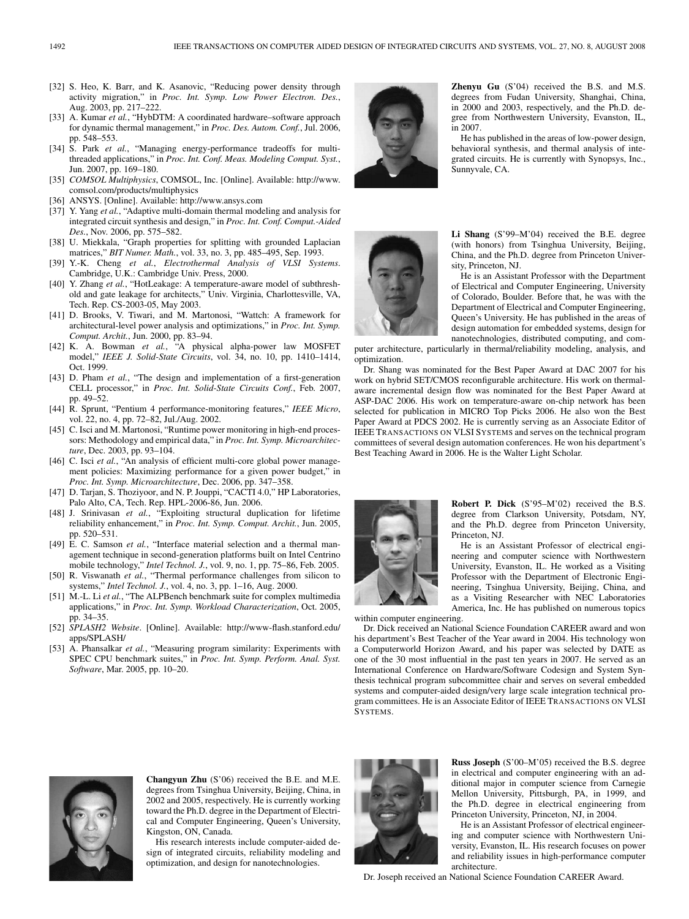[32] S. Heo, K. Barr, and K. Asanovic, "Reducing power density through activity migration," in *Proc. Int. Symp. Low Power Electron. Des.*, Aug. 2003, pp. 217–222.

[33] A. Kumar *et al.*, "HybDTM: A coordinated hardware–software approach for dynamic thermal management," in *Proc. Des. Autom. Conf.*, Jul. 2006, pp. 548–553.

[34] S. Park *et al.*, "Managing energy-performance tradeoffs for multithreaded applications," in *Proc. Int. Conf. Meas. Modeling Comput. Syst.*, Jun. 2007, pp. 169–180.

[35] *COMSOL Multiphysics*, COMSOL, Inc. [Online]. Available: http://www.comsol.com/products/multiphysics

[36] ANSYS. [Online]. Available: http://www.ansys.com

[37] Y. Yang *et al.*, "Adaptive multi-domain thermal modeling and analysis for integrated circuit synthesis and design," in *Proc. Int. Conf. Comput.-Aided Des.*, Nov. 2006, pp. 575–582.

[38] U. Miekkala, "Graph properties for splitting with grounded Laplacian matrices," *BIT Numer. Math.*, vol. 33, no. 3, pp. 485–495, Sep. 1993.

[39] Y.-K. Cheng *et al.*, *Electrothermal Analysis of VLSI Systems*. Cambridge, U.K.: Cambridge Univ. Press, 2000.

[40] Y. Zhang *et al.*, "HotLeakage: A temperature-aware model of subthreshold and gate leakage for architects," Univ. Virginia, Charlottesville, VA, Tech. Rep. CS-2003-05, May 2003.

[41] D. Brooks, V. Tiwari, and M. Martonosi, "Wattch: A framework for architectural-level power analysis and optimizations," in *Proc. Int. Symp. Comput. Archit.*, Jun. 2000, pp. 83–94.

[42] K. A. Bowman *et al.*, "A physical alpha-power law MOSFET model," *IEEE J. Solid-State Circuits*, vol. 34, no. 10, pp. 1410–1414, Oct. 1999.

[43] D. Pham *et al.*, "The design and implementation of a first-generation CELL processor," in *Proc. Int. Solid-State Circuits Conf.*, Feb. 2007, pp. 49–52.

[44] R. Sprunt, "Pentium 4 performance-monitoring features," *IEEE Micro*, vol. 22, no. 4, pp. 72–82, Jul./Aug. 2002.

[45] C. Isci and M. Martonosi, "Runtime power monitoring in high-end processors: Methodology and empirical data," in *Proc. Int. Symp. Microarchitecture*, Dec. 2003, pp. 93–104.

[46] C. Isci *et al.*, "An analysis of efficient multi-core global power management policies: Maximizing performance for a given power budget," in *Proc. Int. Symp. Microarchitecture*, Dec. 2006, pp. 347–358.

[47] D. Tarjan, S. Thoziyoor, and N. P. Jouppi, "CACTI 4.0," HP Laboratories, Palo Alto, CA, Tech. Rep. HPL-2006-86, Jun. 2006.

[48] J. Srinivasan *et al.*, "Exploiting structural duplication for lifetime reliability enhancement," in *Proc. Int. Symp. Comput. Archit.*, Jun. 2005, pp. 520–531.

[49] E. C. Samson *et al.*, "Interface material selection and a thermal management technique in second-generation platforms built on Intel Centrino mobile technology," *Intel Technol. J.*, vol. 9, no. 1, pp. 75–86, Feb. 2005.

[50] R. Viswanath *et al.*, "Thermal performance challenges from silicon to systems," *Intel Technol. J.*, vol. 4, no. 3, pp. 1–16, Aug. 2000.

[51] M.-L. Li *et al.*, "The ALPBench benchmark suite for complex multimedia applications," in *Proc. Int. Symp. Workload Characterization*, Oct. 2005, pp. 34–35.

[52] *SPLASH2 Website*. [Online]. Available: http://www-flash.stanford.edu/apps/SPLASH/

[53] A. Phansalkar *et al.*, "Measuring program similarity: Experiments with SPEC CPU benchmark suites," in *Proc. Int. Symp. Perform. Anal. Syst. Software*, Mar. 2005, pp. 10–20.

**Changyun Zhu** (S'06) received the B.E. and M.E. degrees from Tsinghua University, Beijing, China, in 2002 and 2005, respectively. He is currently working toward the Ph.D. degree in the Department of Electrical and Computer Engineering, Queen's University, Kingston, ON, Canada.

His research interests include computer-aided design of integrated circuits, reliability modeling and optimization, and design for nanotechnologies.

**Zhenyu Gu** (S'04) received the B.S. and M.S. degrees from Fudan University, Shanghai, China, in 2000 and 2003, respectively, and the Ph.D. degree from Northwestern University, Evanston, IL, in 2007.

He has published in the areas of low-power design, behavioral synthesis, and thermal analysis of integrated circuits. He is currently with Synopsys, Inc., Sunnyvale, CA.

**Li Shang** (S'99–M'04) received the B.E. degree (with honors) from Tsinghua University, Beijing, China, and the Ph.D. degree from Princeton University, Princeton, NJ.

He is an Assistant Professor with the Department of Electrical and Computer Engineering, University of Colorado, Boulder. Before that, he was with the Department of Electrical and Computer Engineering, Queen's University. He has published in the areas of design automation for embedded systems, design for nanotechnologies, distributed computing, and computer architecture, particularly in thermal/reliability modeling, analysis, and optimization.

Dr. Shang was nominated for the Best Paper Award at DAC 2007 for his work on hybrid SET/CMOS reconfigurable architecture. His work on thermal-aware incremental design flow was nominated for the Best Paper Award at ASP-DAC 2006. His work on temperature-aware on-chip network has been selected for publication in MICRO Top Picks 2006. He also won the Best Paper Award at PDCS 2002. He is currently serving as an Associate Editor of IEEE TRANSACTIONS ON VLSI SYSTEMS and serves on the technical program committees of several design automation conferences. He won his department's Best Teaching Award in 2006. He is the Walter Light Scholar.

**Robert P. Dick** (S'95–M'02) received the B.S. degree from Clarkson University, Potsdam, NY, and the Ph.D. degree from Princeton University, Princeton, NJ.

He is an Assistant Professor of electrical engineering and computer science with Northwestern University, Evanston, IL. He worked as a Visiting Professor with the Department of Electronic Engineering, Tsinghua University, Beijing, China, and as a Visiting Researcher with NEC Laboratories America, Inc. He has published on numerous topics within computer engineering.

Dr. Dick received an National Science Foundation CAREER award and won his department's Best Teacher of the Year award in 2004. His technology won a Computerworld Horizon Award, and his paper was selected by DATE as one of the 30 most influential in the past ten years in 2007. He served as an International Conference on Hardware/Software Codesign and System Synthesis technical program subcommittee chair and serves on several embedded systems and computer-aided design/very large scale integration technical program committees. He is an Associate Editor of IEEE TRANSACTIONS ON VLSI SYSTEMS.

**Russ Joseph** (S'00–M'05) received the B.S. degree in electrical and computer engineering with an additional major in computer science from Carnegie Mellon University, Pittsburgh, PA, in 1999, and the Ph.D. degree in electrical engineering from Princeton University, Princeton, NJ, in 2004.

He is an Assistant Professor of electrical engineering and computer science with Northwestern University, Evanston, IL. His research focuses on power and reliability issues in high-performance computer architecture.

Dr. Joseph received an National Science Foundation CAREER Award.